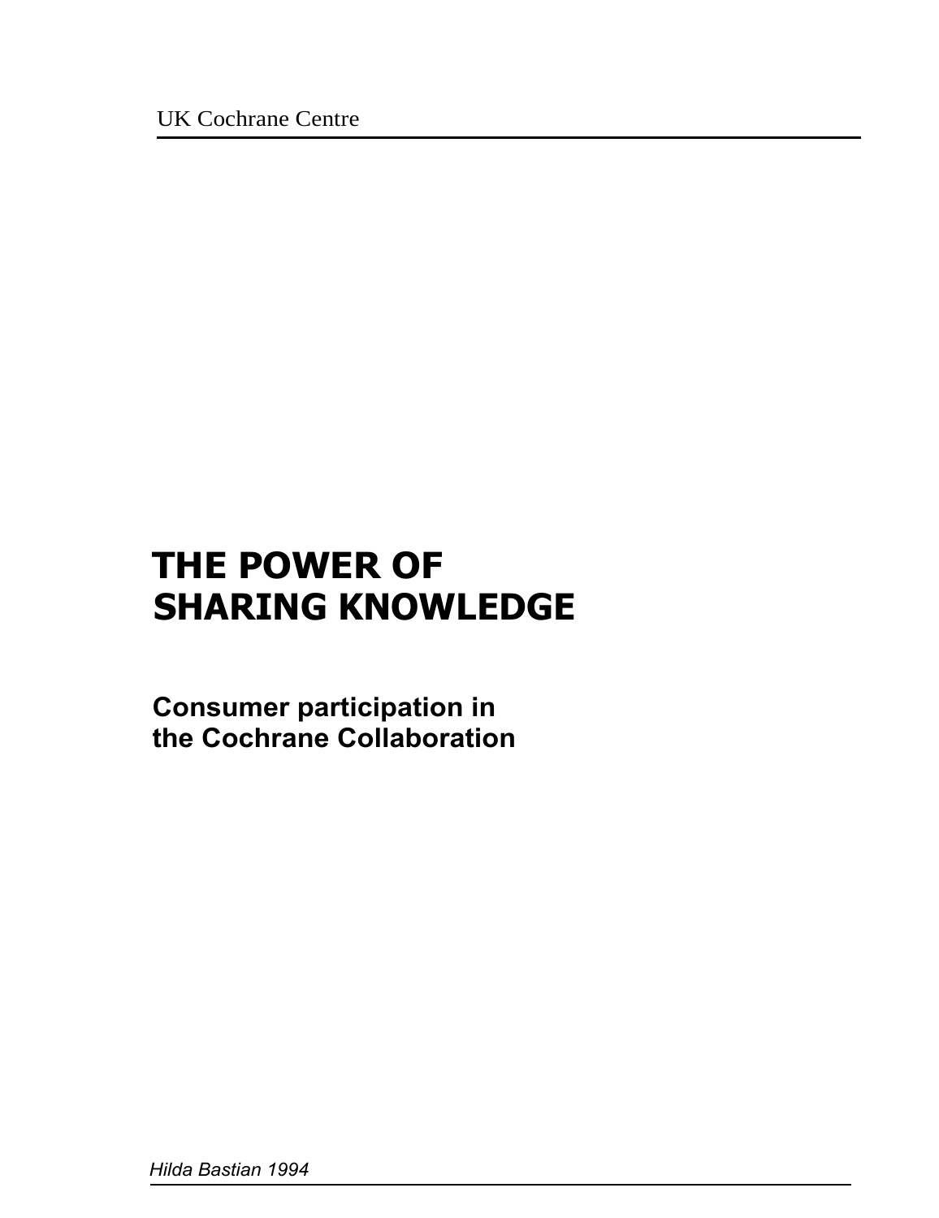UK Cochrane Centre

# THE POWER OF SHARING KNOWLEDGE

## Consumer participation in the Cochrane Collaboration

*Hilda Bastian 1994*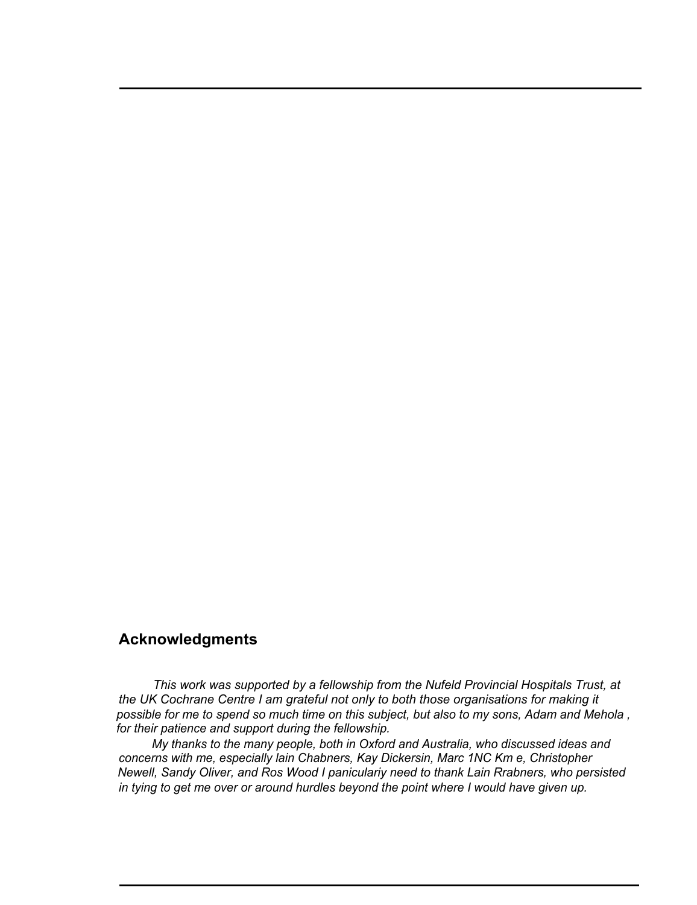## Acknowledgments

*This work was supported by a fellowship from the Nufeld Provincial Hospitals Trust, at the UK Cochrane Centre I am grateful not only to both those organisations for making it possible for me to spend so much time on this subject, but also to my sons, Adam and Mehola , for their patience and support during the fellowship.*

*My thanks to the many people, both in Oxford and Australia, who discussed ideas and concerns with me, especially lain Chabners, Kay Dickersin, Marc 1NC Km e, Christopher Newell, Sandy Oliver, and Ros Wood I panicularly need to thank Lain Rrabners, who persisted in tying to get me over or around hurdles beyond the point where I would have given up.*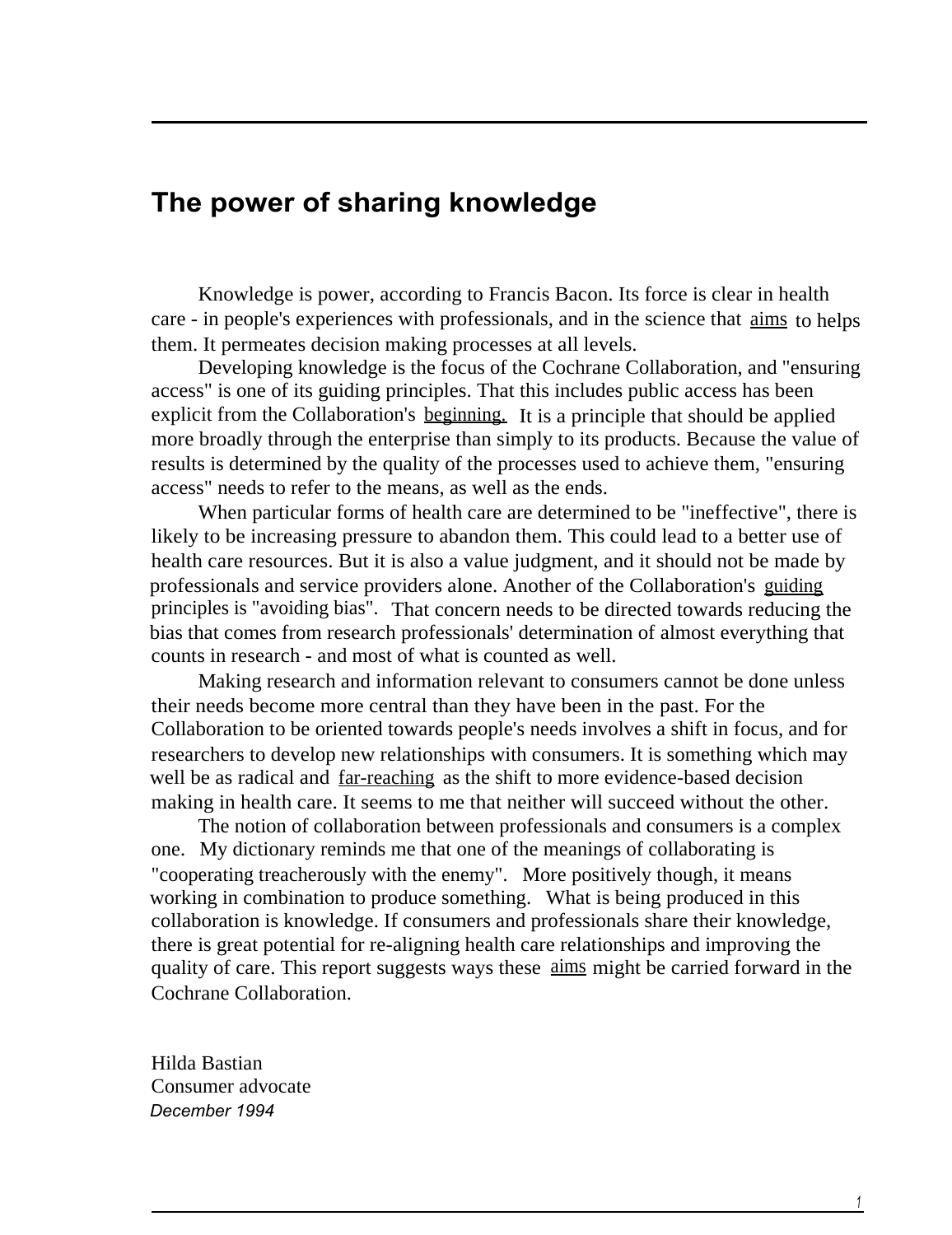# The power of sharing knowledge

Knowledge is power, according to Francis Bacon. Its force is clear in health care - in people's experiences with professionals, and in the science that aims to helps them. It permeates decision making processes at all levels.

Developing knowledge is the focus of the Cochrane Collaboration, and "ensuring access" is one of its guiding principles. That this includes public access has been explicit from the Collaboration's beginning. It is a principle that should be applied more broadly through the enterprise than simply to its products. Because the value of results is determined by the quality of the processes used to achieve them, "ensuring access" needs to refer to the means, as well as the ends.

When particular forms of health care are determined to be "ineffective", there is likely to be increasing pressure to abandon them. This could lead to a better use of health care resources. But it is also a value judgment, and it should not be made by professionals and service providers alone. Another of the Collaboration's guiding principles is "avoiding bias". That concern needs to be directed towards reducing the bias that comes from research professionals' determination of almost everything that counts in research - and most of what is counted as well.

Making research and information relevant to consumers cannot be done unless their needs become more central than they have been in the past. For the Collaboration to be oriented towards people's needs involves a shift in focus, and for researchers to develop new relationships with consumers. It is something which may well be as radical and far-reaching as the shift to more evidence-based decision making in health care. It seems to me that neither will succeed without the other.

The notion of collaboration between professionals and consumers is a complex one. My dictionary reminds me that one of the meanings of collaborating is "cooperating treacherously with the enemy". More positively though, it means working in combination to produce something. What is being produced in this collaboration is knowledge. If consumers and professionals share their knowledge, there is great potential for re-aligning health care relationships and improving the quality of care. This report suggests ways these aims might be carried forward in the Cochrane Collaboration.

Hilda Bastian
Consumer advocate
*December 1994*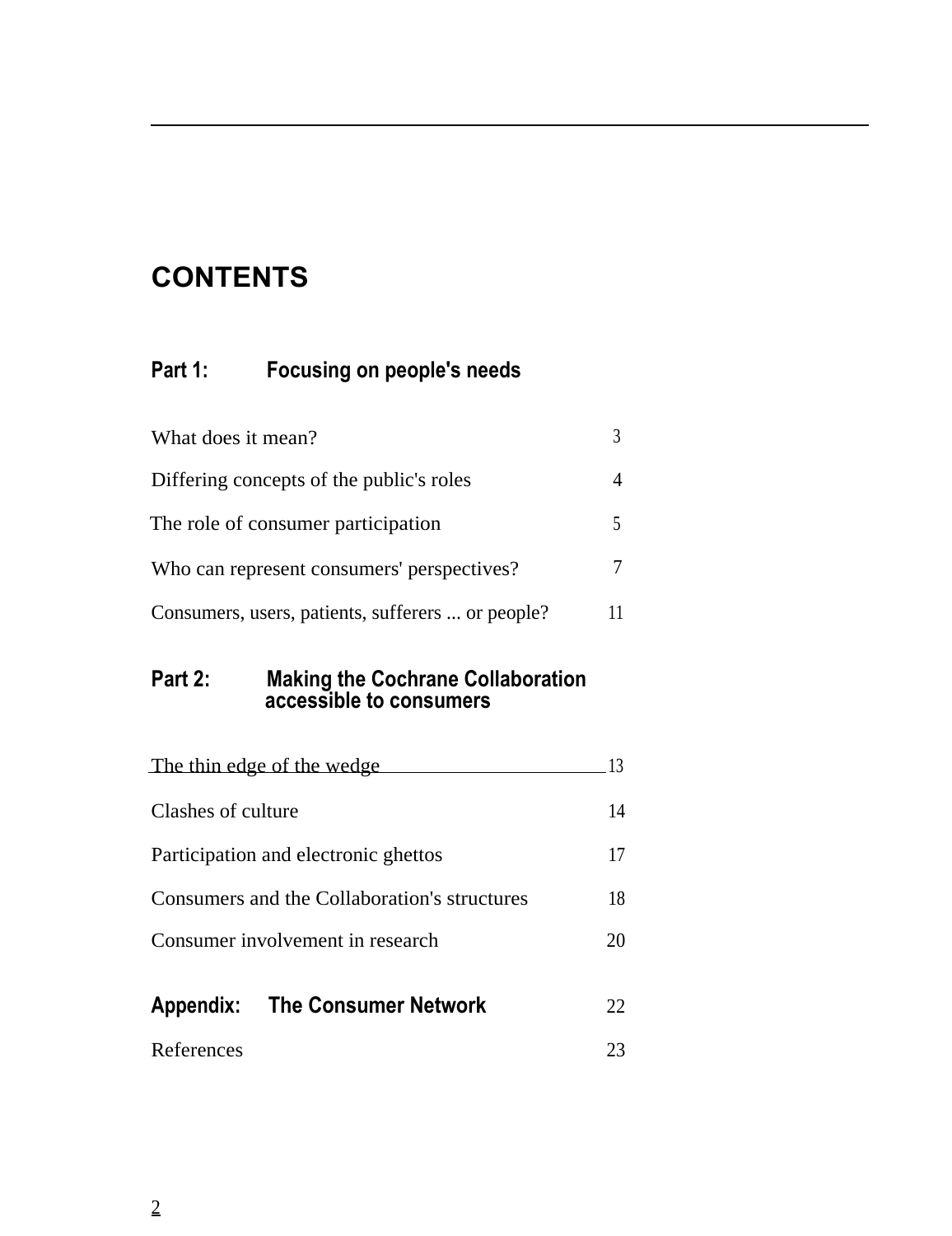# CONTENTS

## Part 1: Focusing on people's needs

| | |
|---|---|
| What does it mean? | 3 |
| Differing concepts of the public's roles | 4 |
| The role of consumer participation | 5 |
| Who can represent consumers' perspectives? | 7 |
| Consumers, users, patients, sufferers ... or people? | 11 |

## Part 2: Making the Cochrane Collaboration accessible to consumers

| | |
|---|---|
| The thin edge of the wedge | 13 |
| Clashes of culture | 14 |
| Participation and electronic ghettos | 17 |
| Consumers and the Collaboration's structures | 18 |
| Consumer involvement in research | 20 |

| | |
|---|---|
| **Appendix: The Consumer Network** | 22 |
| References | 23 |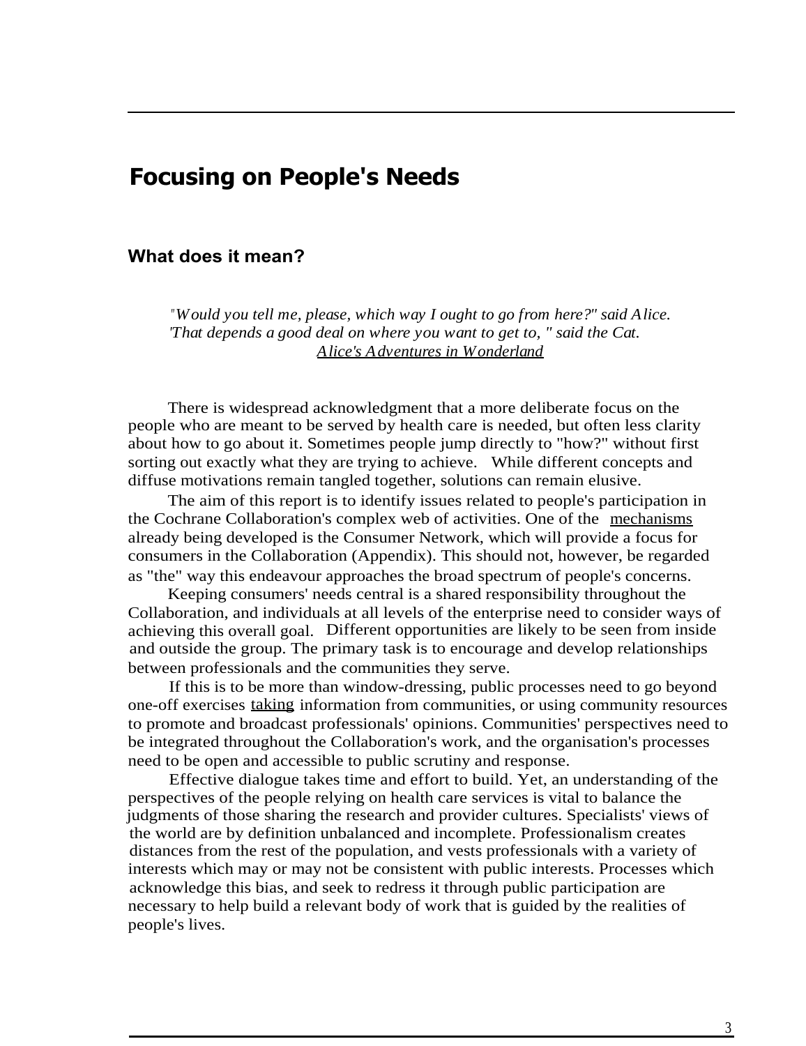# Focusing on People's Needs

## What does it mean?

> *"Would you tell me, please, which way I ought to go from here?" said Alice.*
> *'That depends a good deal on where you want to get to, " said the Cat.*
> *Alice's Adventures in Wonderland*

There is widespread acknowledgment that a more deliberate focus on the people who are meant to be served by health care is needed, but often less clarity about how to go about it. Sometimes people jump directly to "how?" without first sorting out exactly what they are trying to achieve. While different concepts and diffuse motivations remain tangled together, solutions can remain elusive.

The aim of this report is to identify issues related to people's participation in the Cochrane Collaboration's complex web of activities. One of the mechanisms already being developed is the Consumer Network, which will provide a focus for consumers in the Collaboration (Appendix). This should not, however, be regarded as "the" way this endeavour approaches the broad spectrum of people's concerns.

Keeping consumers' needs central is a shared responsibility throughout the Collaboration, and individuals at all levels of the enterprise need to consider ways of achieving this overall goal. Different opportunities are likely to be seen from inside and outside the group. The primary task is to encourage and develop relationships between professionals and the communities they serve.

If this is to be more than window-dressing, public processes need to go beyond one-off exercises taking information from communities, or using community resources to promote and broadcast professionals' opinions. Communities' perspectives need to be integrated throughout the Collaboration's work, and the organisation's processes need to be open and accessible to public scrutiny and response.

Effective dialogue takes time and effort to build. Yet, an understanding of the perspectives of the people relying on health care services is vital to balance the judgments of those sharing the research and provider cultures. Specialists' views of the world are by definition unbalanced and incomplete. Professionalism creates distances from the rest of the population, and vests professionals with a variety of interests which may or may not be consistent with public interests. Processes which acknowledge this bias, and seek to redress it through public participation are necessary to help build a relevant body of work that is guided by the realities of people's lives.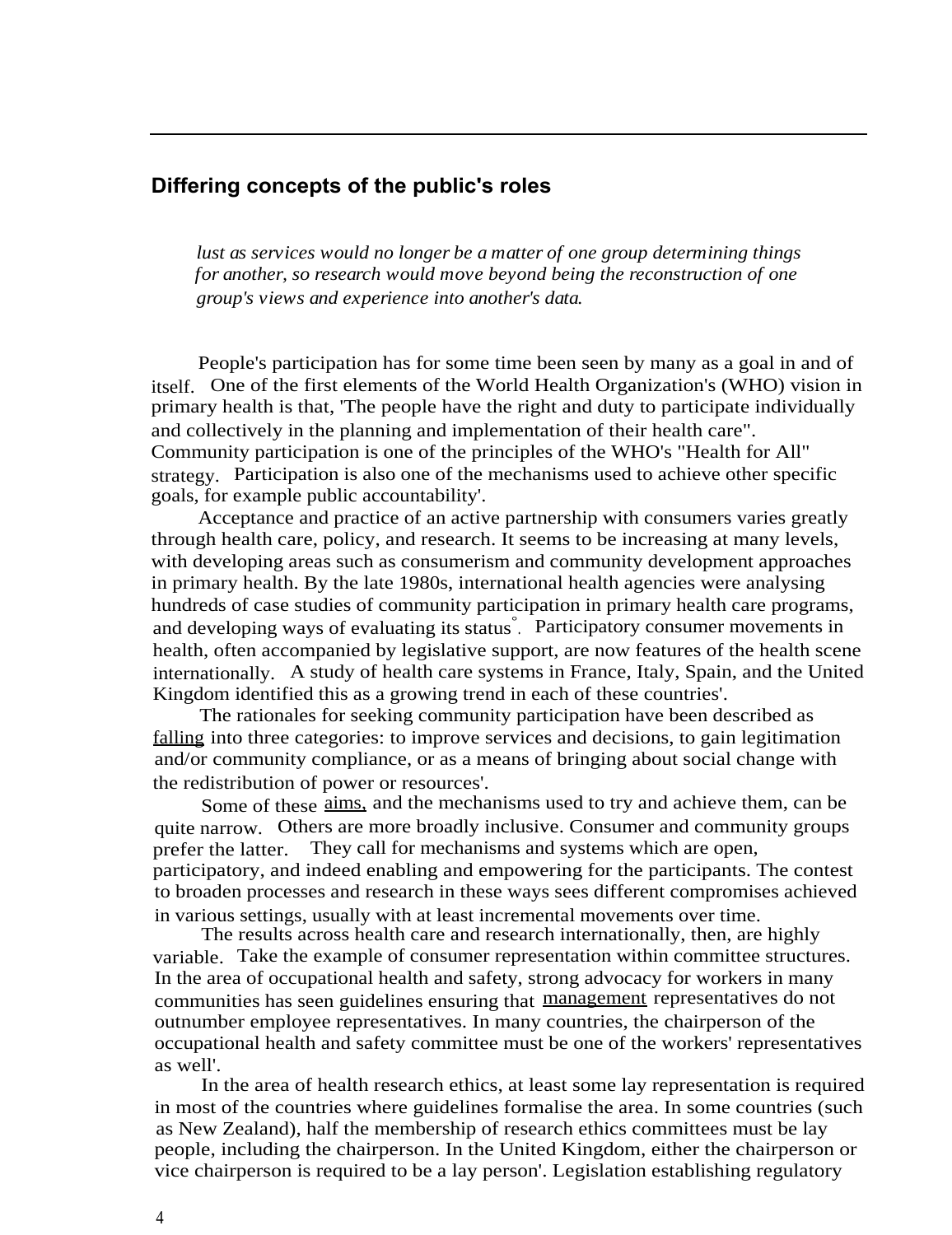## Differing concepts of the public's roles

*lust as services would no longer be a matter of one group determining things for another, so research would move beyond being the reconstruction of one group's views and experience into another's data.*

People's participation has for some time been seen by many as a goal in and of itself. One of the first elements of the World Health Organization's (WHO) vision in primary health is that, 'The people have the right and duty to participate individually and collectively in the planning and implementation of their health care". Community participation is one of the principles of the WHO's "Health for All" strategy. Participation is also one of the mechanisms used to achieve other specific goals, for example public accountability'.

Acceptance and practice of an active partnership with consumers varies greatly through health care, policy, and research. It seems to be increasing at many levels, with developing areas such as consumerism and community development approaches in primary health. By the late 1980s, international health agencies were analysing hundreds of case studies of community participation in primary health care programs, and developing ways of evaluating its status°. Participatory consumer movements in health, often accompanied by legislative support, are now features of the health scene internationally. A study of health care systems in France, Italy, Spain, and the United Kingdom identified this as a growing trend in each of these countries'.

The rationales for seeking community participation have been described as falling into three categories: to improve services and decisions, to gain legitimation and/or community compliance, or as a means of bringing about social change with the redistribution of power or resources'.

Some of these aims, and the mechanisms used to try and achieve them, can be quite narrow. Others are more broadly inclusive. Consumer and community groups prefer the latter. They call for mechanisms and systems which are open, participatory, and indeed enabling and empowering for the participants. The contest to broaden processes and research in these ways sees different compromises achieved in various settings, usually with at least incremental movements over time.

The results across health care and research internationally, then, are highly variable. Take the example of consumer representation within committee structures. In the area of occupational health and safety, strong advocacy for workers in many communities has seen guidelines ensuring that management representatives do not outnumber employee representatives. In many countries, the chairperson of the occupational health and safety committee must be one of the workers' representatives as well'.

In the area of health research ethics, at least some lay representation is required in most of the countries where guidelines formalise the area. In some countries (such as New Zealand), half the membership of research ethics committees must be lay people, including the chairperson. In the United Kingdom, either the chairperson or vice chairperson is required to be a lay person'. Legislation establishing regulatory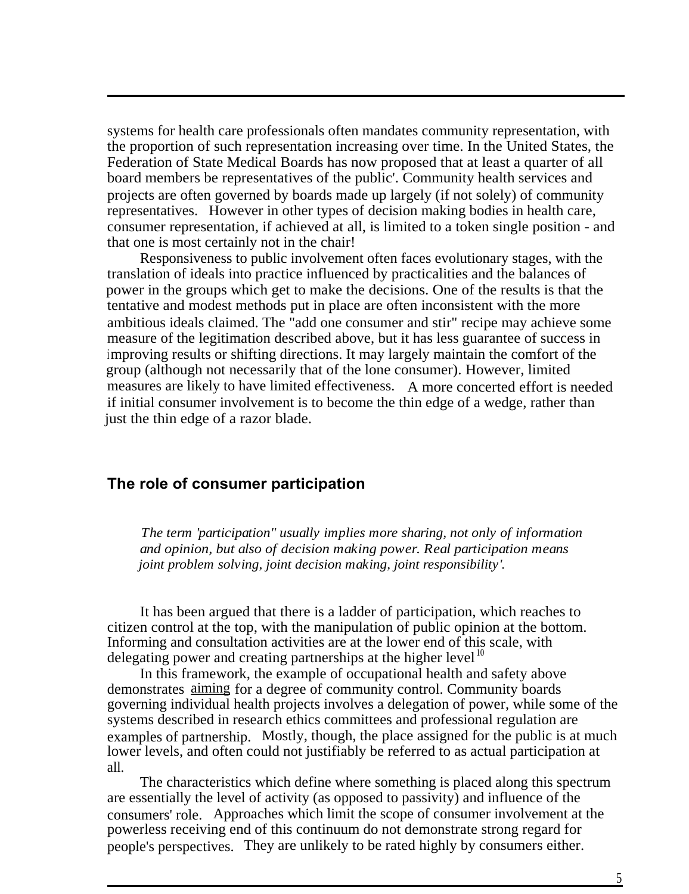systems for health care professionals often mandates community representation, with the proportion of such representation increasing over time. In the United States, the Federation of State Medical Boards has now proposed that at least a quarter of all board members be representatives of the public'. Community health services and projects are often governed by boards made up largely (if not solely) of community representatives. However in other types of decision making bodies in health care, consumer representation, if achieved at all, is limited to a token single position - and that one is most certainly not in the chair!

Responsiveness to public involvement often faces evolutionary stages, with the translation of ideals into practice influenced by practicalities and the balances of power in the groups which get to make the decisions. One of the results is that the tentative and modest methods put in place are often inconsistent with the more ambitious ideals claimed. The "add one consumer and stir" recipe may achieve some measure of the legitimation described above, but it has less guarantee of success in improving results or shifting directions. It may largely maintain the comfort of the group (although not necessarily that of the lone consumer). However, limited measures are likely to have limited effectiveness. A more concerted effort is needed if initial consumer involvement is to become the thin edge of a wedge, rather than just the thin edge of a razor blade.

## The role of consumer participation

> *The term 'participation" usually implies more sharing, not only of information and opinion, but also of decision making power. Real participation means joint problem solving, joint decision making, joint responsibility'.*

It has been argued that there is a ladder of participation, which reaches to citizen control at the top, with the manipulation of public opinion at the bottom. Informing and consultation activities are at the lower end of this scale, with delegating power and creating partnerships at the higher level[10]

In this framework, the example of occupational health and safety above demonstrates aiming for a degree of community control. Community boards governing individual health projects involves a delegation of power, while some of the systems described in research ethics committees and professional regulation are examples of partnership. Mostly, though, the place assigned for the public is at much lower levels, and often could not justifiably be referred to as actual participation at all.

The characteristics which define where something is placed along this spectrum are essentially the level of activity (as opposed to passivity) and influence of the consumers' role. Approaches which limit the scope of consumer involvement at the powerless receiving end of this continuum do not demonstrate strong regard for people's perspectives. They are unlikely to be rated highly by consumers either.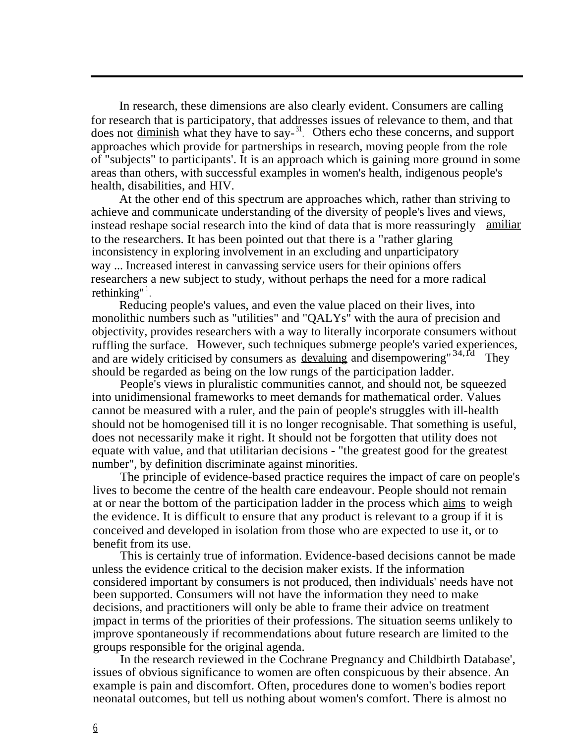In research, these dimensions are also clearly evident. Consumers are calling for research that is participatory, that addresses issues of relevance to them, and that does not diminish what they have to say-[31]. Others echo these concerns, and support approaches which provide for partnerships in research, moving people from the role of "subjects" to participants'. It is an approach which is gaining more ground in some areas than others, with successful examples in women's health, indigenous people's health, disabilities, and HIV.

At the other end of this spectrum are approaches which, rather than striving to achieve and communicate understanding of the diversity of people's lives and views, instead reshape social research into the kind of data that is more reassuringly amiliar to the researchers. It has been pointed out that there is a "rather glaring inconsistency in exploring involvement in an excluding and unparticipatory way ... Increased interest in canvassing service users for their opinions offers researchers a new subject to study, without perhaps the need for a more radical rethinking"[1].

Reducing people's values, and even the value placed on their lives, into monolithic numbers such as "utilities" and "QALYs" with the aura of precision and objectivity, provides researchers with a way to literally incorporate consumers without ruffling the surface. However, such techniques submerge people's varied experiences, and are widely criticised by consumers as devaluing and disempowering"[34,1d] They should be regarded as being on the low rungs of the participation ladder.

People's views in pluralistic communities cannot, and should not, be squeezed into unidimensional frameworks to meet demands for mathematical order. Values cannot be measured with a ruler, and the pain of people's struggles with ill-health should not be homogenised till it is no longer recognisable. That something is useful, does not necessarily make it right. It should not be forgotten that utility does not equate with value, and that utilitarian decisions - "the greatest good for the greatest number", by definition discriminate against minorities.

The principle of evidence-based practice requires the impact of care on people's lives to become the centre of the health care endeavour. People should not remain at or near the bottom of the participation ladder in the process which aims to weigh the evidence. It is difficult to ensure that any product is relevant to a group if it is conceived and developed in isolation from those who are expected to use it, or to benefit from its use.

This is certainly true of information. Evidence-based decisions cannot be made unless the evidence critical to the decision maker exists. If the information considered important by consumers is not produced, then individuals' needs have not been supported. Consumers will not have the information they need to make decisions, and practitioners will only be able to frame their advice on treatment impact in terms of the priorities of their professions. The situation seems unlikely to improve spontaneously if recommendations about future research are limited to the groups responsible for the original agenda.

In the research reviewed in the Cochrane Pregnancy and Childbirth Database', issues of obvious significance to women are often conspicuous by their absence. An example is pain and discomfort. Often, procedures done to women's bodies report neonatal outcomes, but tell us nothing about women's comfort. There is almost no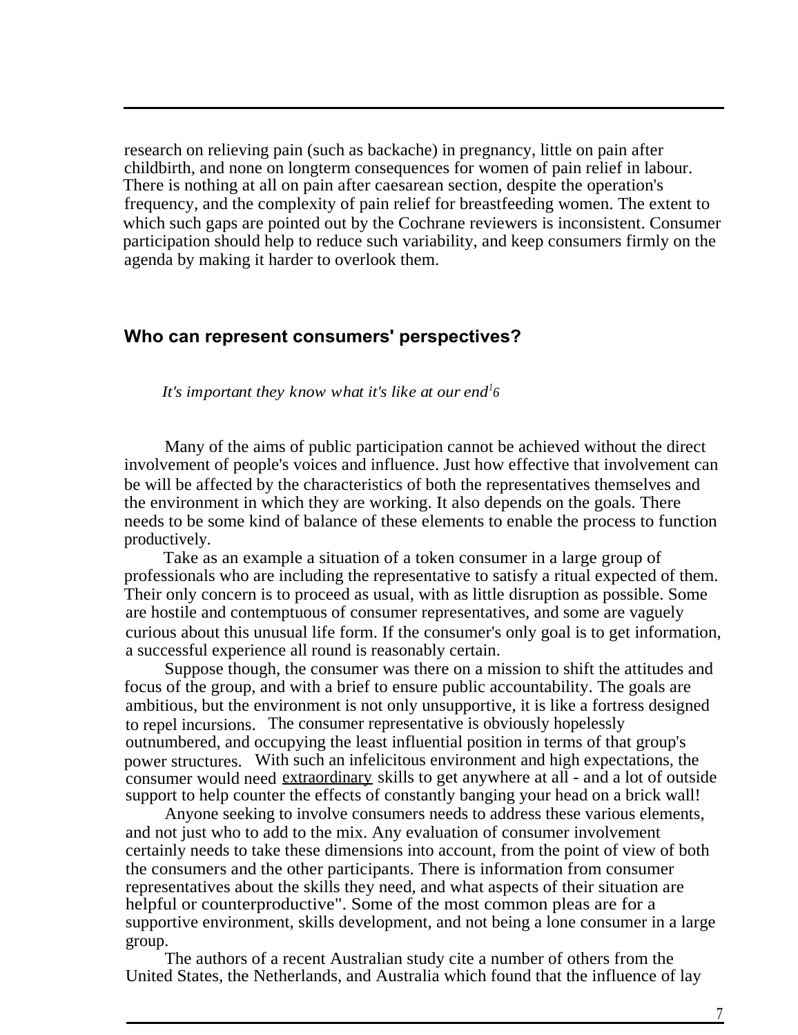research on relieving pain (such as backache) in pregnancy, little on pain after childbirth, and none on longterm consequences for women of pain relief in labour. There is nothing at all on pain after caesarean section, despite the operation's frequency, and the complexity of pain relief for breastfeeding women. The extent to which such gaps are pointed out by the Cochrane reviewers is inconsistent. Consumer participation should help to reduce such variability, and keep consumers firmly on the agenda by making it harder to overlook them.

## Who can represent consumers' perspectives?

*It's important they know what it's like at our end*[16]

Many of the aims of public participation cannot be achieved without the direct involvement of people's voices and influence. Just how effective that involvement can be will be affected by the characteristics of both the representatives themselves and the environment in which they are working. It also depends on the goals. There needs to be some kind of balance of these elements to enable the process to function productively.

Take as an example a situation of a token consumer in a large group of professionals who are including the representative to satisfy a ritual expected of them. Their only concern is to proceed as usual, with as little disruption as possible. Some are hostile and contemptuous of consumer representatives, and some are vaguely curious about this unusual life form. If the consumer's only goal is to get information, a successful experience all round is reasonably certain.

Suppose though, the consumer was there on a mission to shift the attitudes and focus of the group, and with a brief to ensure public accountability. The goals are ambitious, but the environment is not only unsupportive, it is like a fortress designed to repel incursions. The consumer representative is obviously hopelessly outnumbered, and occupying the least influential position in terms of that group's power structures. With such an infelicitous environment and high expectations, the consumer would need <u>extraordinary</u> skills to get anywhere at all - and a lot of outside support to help counter the effects of constantly banging your head on a brick wall!

Anyone seeking to involve consumers needs to address these various elements, and not just who to add to the mix. Any evaluation of consumer involvement certainly needs to take these dimensions into account, from the point of view of both the consumers and the other participants. There is information from consumer representatives about the skills they need, and what aspects of their situation are helpful or counterproductive". Some of the most common pleas are for a supportive environment, skills development, and not being a lone consumer in a large group.

The authors of a recent Australian study cite a number of others from the United States, the Netherlands, and Australia which found that the influence of lay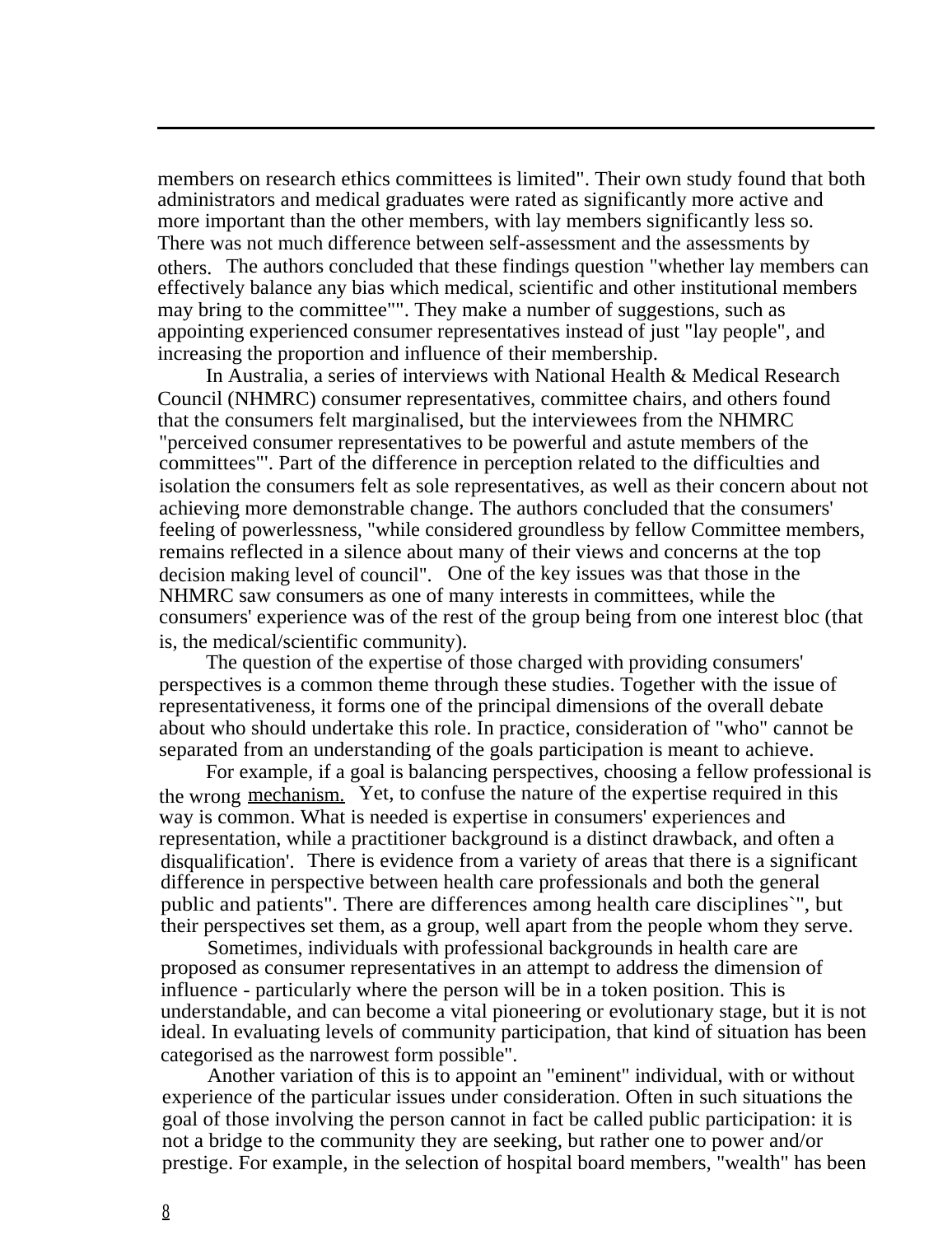members on research ethics committees is limited". Their own study found that both administrators and medical graduates were rated as significantly more active and more important than the other members, with lay members significantly less so. There was not much difference between self-assessment and the assessments by others. The authors concluded that these findings question "whether lay members can effectively balance any bias which medical, scientific and other institutional members may bring to the committee"". They make a number of suggestions, such as appointing experienced consumer representatives instead of just "lay people", and increasing the proportion and influence of their membership.

In Australia, a series of interviews with National Health & Medical Research Council (NHMRC) consumer representatives, committee chairs, and others found that the consumers felt marginalised, but the interviewees from the NHMRC "perceived consumer representatives to be powerful and astute members of the committees"'. Part of the difference in perception related to the difficulties and isolation the consumers felt as sole representatives, as well as their concern about not achieving more demonstrable change. The authors concluded that the consumers' feeling of powerlessness, "while considered groundless by fellow Committee members, remains reflected in a silence about many of their views and concerns at the top decision making level of council". One of the key issues was that those in the NHMRC saw consumers as one of many interests in committees, while the consumers' experience was of the rest of the group being from one interest bloc (that is, the medical/scientific community).

The question of the expertise of those charged with providing consumers' perspectives is a common theme through these studies. Together with the issue of representativeness, it forms one of the principal dimensions of the overall debate about who should undertake this role. In practice, consideration of "who" cannot be separated from an understanding of the goals participation is meant to achieve.

For example, if a goal is balancing perspectives, choosing a fellow professional is the wrong mechanism. Yet, to confuse the nature of the expertise required in this way is common. What is needed is expertise in consumers' experiences and representation, while a practitioner background is a distinct drawback, and often a disqualification'. There is evidence from a variety of areas that there is a significant difference in perspective between health care professionals and both the general public and patients". There are differences among health care disciplines`", but their perspectives set them, as a group, well apart from the people whom they serve.

Sometimes, individuals with professional backgrounds in health care are proposed as consumer representatives in an attempt to address the dimension of influence - particularly where the person will be in a token position. This is understandable, and can become a vital pioneering or evolutionary stage, but it is not ideal. In evaluating levels of community participation, that kind of situation has been categorised as the narrowest form possible".

Another variation of this is to appoint an "eminent" individual, with or without experience of the particular issues under consideration. Often in such situations the goal of those involving the person cannot in fact be called public participation: it is not a bridge to the community they are seeking, but rather one to power and/or prestige. For example, in the selection of hospital board members, "wealth" has been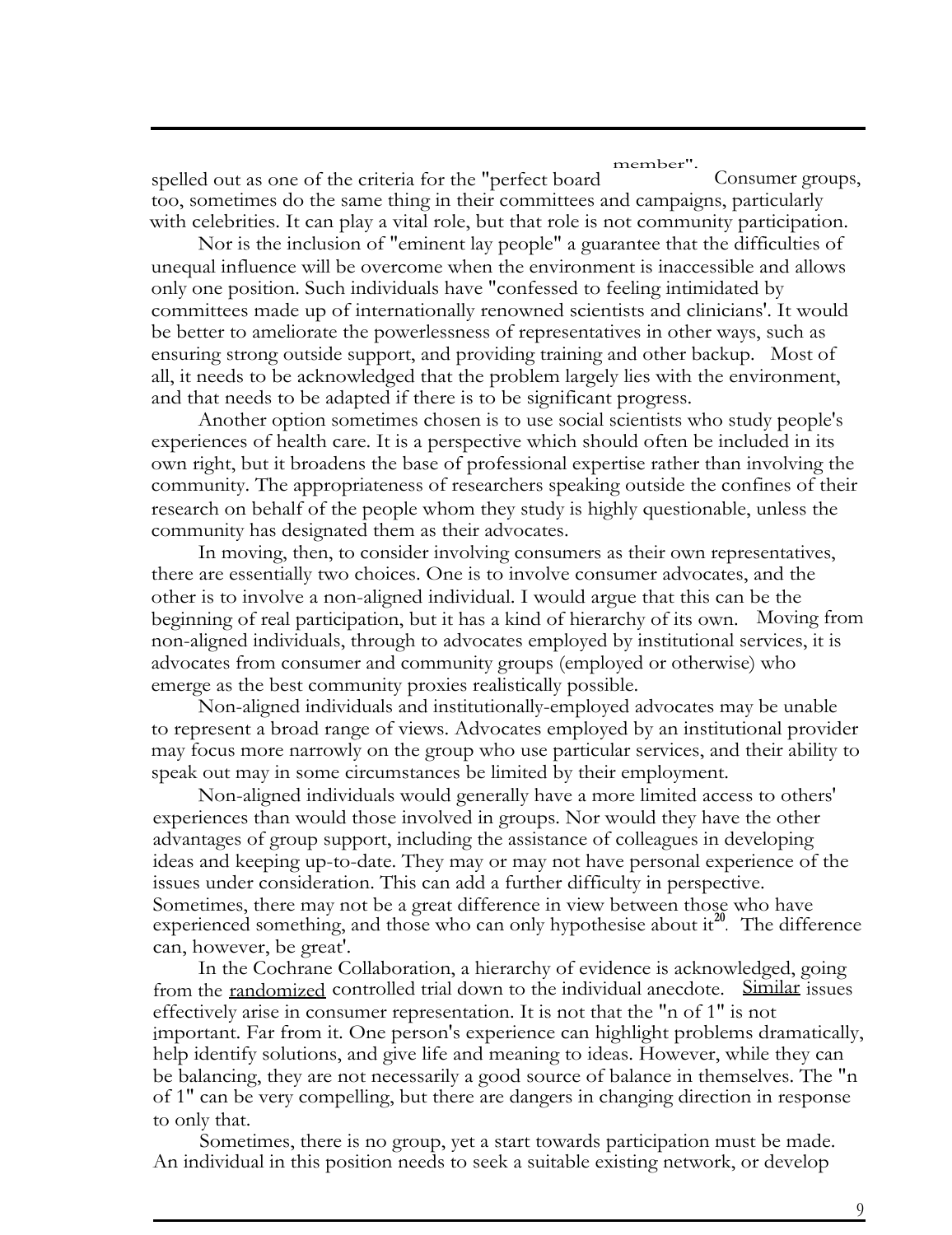spelled out as one of the criteria for the "perfect board member". Consumer groups, too, sometimes do the same thing in their committees and campaigns, particularly with celebrities. It can play a vital role, but that role is not community participation.

Nor is the inclusion of "eminent lay people" a guarantee that the difficulties of unequal influence will be overcome when the environment is inaccessible and allows only one position. Such individuals have "confessed to feeling intimidated by committees made up of internationally renowned scientists and clinicians'. It would be better to ameliorate the powerlessness of representatives in other ways, such as ensuring strong outside support, and providing training and other backup. Most of all, it needs to be acknowledged that the problem largely lies with the environment, and that needs to be adapted if there is to be significant progress.

Another option sometimes chosen is to use social scientists who study people's experiences of health care. It is a perspective which should often be included in its own right, but it broadens the base of professional expertise rather than involving the community. The appropriateness of researchers speaking outside the confines of their research on behalf of the people whom they study is highly questionable, unless the community has designated them as their advocates.

In moving, then, to consider involving consumers as their own representatives, there are essentially two choices. One is to involve consumer advocates, and the other is to involve a non-aligned individual. I would argue that this can be the beginning of real participation, but it has a kind of hierarchy of its own. Moving from non-aligned individuals, through to advocates employed by institutional services, it is advocates from consumer and community groups (employed or otherwise) who emerge as the best community proxies realistically possible.

Non-aligned individuals and institutionally-employed advocates may be unable to represent a broad range of views. Advocates employed by an institutional provider may focus more narrowly on the group who use particular services, and their ability to speak out may in some circumstances be limited by their employment.

Non-aligned individuals would generally have a more limited access to others' experiences than would those involved in groups. Nor would they have the other advantages of group support, including the assistance of colleagues in developing ideas and keeping up-to-date. They may or may not have personal experience of the issues under consideration. This can add a further difficulty in perspective. Sometimes, there may not be a great difference in view between those who have experienced something, and those who can only hypothesise about it[20]. The difference can, however, be great'.

In the Cochrane Collaboration, a hierarchy of evidence is acknowledged, going from the randomized controlled trial down to the individual anecdote. Similar issues effectively arise in consumer representation. It is not that the "n of 1" is not important. Far from it. One person's experience can highlight problems dramatically, help identify solutions, and give life and meaning to ideas. However, while they can be balancing, they are not necessarily a good source of balance in themselves. The "n of 1" can be very compelling, but there are dangers in changing direction in response to only that.

Sometimes, there is no group, yet a start towards participation must be made. An individual in this position needs to seek a suitable existing network, or develop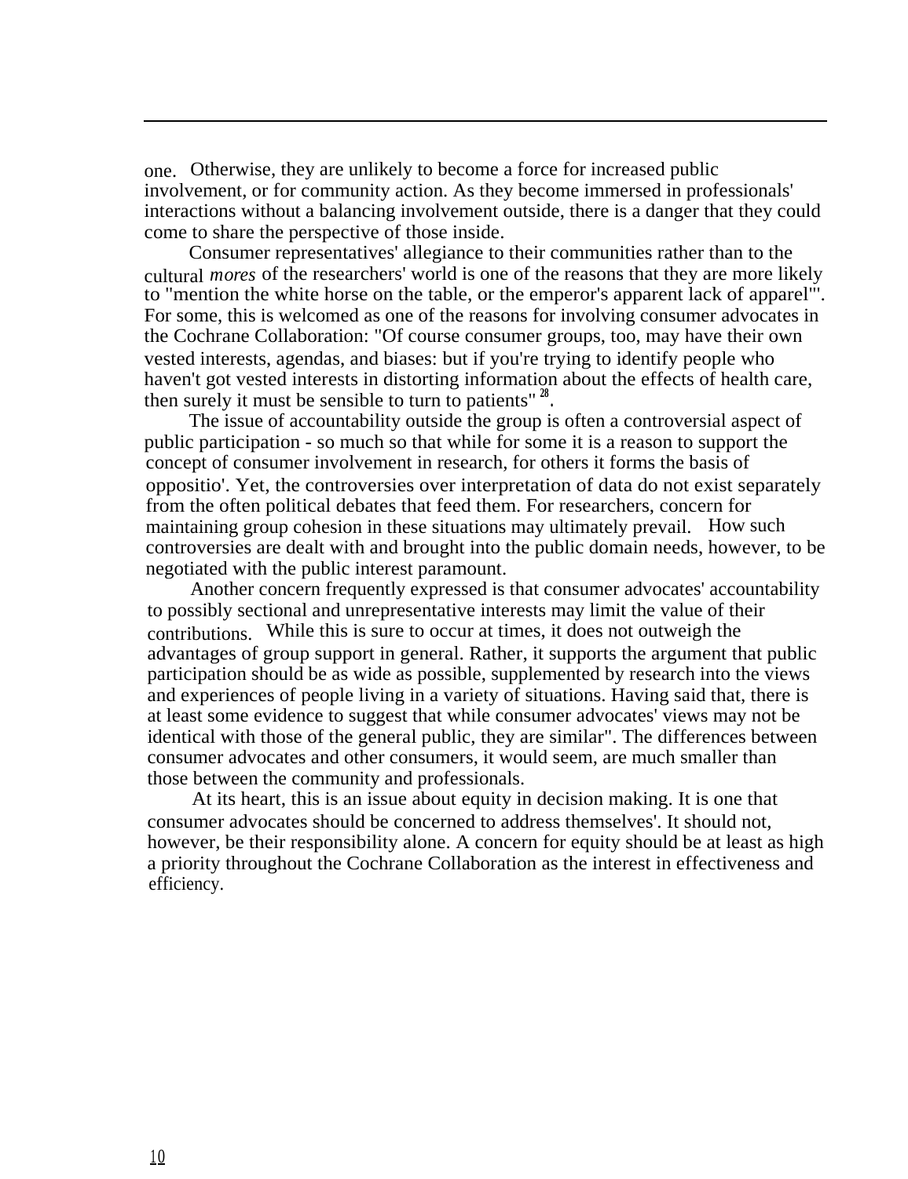one. Otherwise, they are unlikely to become a force for increased public involvement, or for community action. As they become immersed in professionals' interactions without a balancing involvement outside, there is a danger that they could come to share the perspective of those inside.

Consumer representatives' allegiance to their communities rather than to the cultural *mores* of the researchers' world is one of the reasons that they are more likely to "mention the white horse on the table, or the emperor's apparent lack of apparel"'. For some, this is welcomed as one of the reasons for involving consumer advocates in the Cochrane Collaboration: "Of course consumer groups, too, may have their own vested interests, agendas, and biases: but if you're trying to identify people who haven't got vested interests in distorting information about the effects of health care, then surely it must be sensible to turn to patients"[28].

The issue of accountability outside the group is often a controversial aspect of public participation - so much so that while for some it is a reason to support the concept of consumer involvement in research, for others it forms the basis of oppositio'. Yet, the controversies over interpretation of data do not exist separately from the often political debates that feed them. For researchers, concern for maintaining group cohesion in these situations may ultimately prevail. How such controversies are dealt with and brought into the public domain needs, however, to be negotiated with the public interest paramount.

Another concern frequently expressed is that consumer advocates' accountability to possibly sectional and unrepresentative interests may limit the value of their contributions. While this is sure to occur at times, it does not outweigh the advantages of group support in general. Rather, it supports the argument that public participation should be as wide as possible, supplemented by research into the views and experiences of people living in a variety of situations. Having said that, there is at least some evidence to suggest that while consumer advocates' views may not be identical with those of the general public, they are similar". The differences between consumer advocates and other consumers, it would seem, are much smaller than those between the community and professionals.

At its heart, this is an issue about equity in decision making. It is one that consumer advocates should be concerned to address themselves'. It should not, however, be their responsibility alone. A concern for equity should be at least as high a priority throughout the Cochrane Collaboration as the interest in effectiveness and efficiency.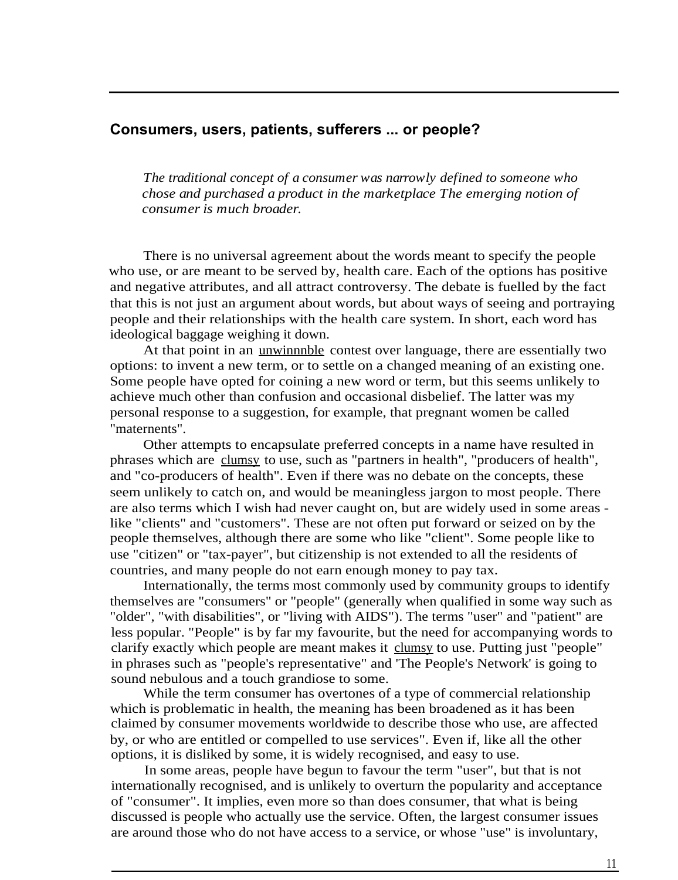## Consumers, users, patients, sufferers ... or people?

> *The traditional concept of a consumer was narrowly defined to someone who chose and purchased a product in the marketplace The emerging notion of consumer is much broader.*

There is no universal agreement about the words meant to specify the people who use, or are meant to be served by, health care. Each of the options has positive and negative attributes, and all attract controversy. The debate is fuelled by the fact that this is not just an argument about words, but about ways of seeing and portraying people and their relationships with the health care system. In short, each word has ideological baggage weighing it down.

At that point in an unwinnnble contest over language, there are essentially two options: to invent a new term, or to settle on a changed meaning of an existing one. Some people have opted for coining a new word or term, but this seems unlikely to achieve much other than confusion and occasional disbelief. The latter was my personal response to a suggestion, for example, that pregnant women be called "maternents".

Other attempts to encapsulate preferred concepts in a name have resulted in phrases which are clumsy to use, such as "partners in health", "producers of health", and "co-producers of health". Even if there was no debate on the concepts, these seem unlikely to catch on, and would be meaningless jargon to most people. There are also terms which I wish had never caught on, but are widely used in some areas - like "clients" and "customers". These are not often put forward or seized on by the people themselves, although there are some who like "client". Some people like to use "citizen" or "tax-payer", but citizenship is not extended to all the residents of countries, and many people do not earn enough money to pay tax.

Internationally, the terms most commonly used by community groups to identify themselves are "consumers" or "people" (generally when qualified in some way such as "older", "with disabilities", or "living with AIDS"). The terms "user" and "patient" are less popular. "People" is by far my favourite, but the need for accompanying words to clarify exactly which people are meant makes it clumsy to use. Putting just "people" in phrases such as "people's representative" and 'The People's Network' is going to sound nebulous and a touch grandiose to some.

While the term consumer has overtones of a type of commercial relationship which is problematic in health, the meaning has been broadened as it has been claimed by consumer movements worldwide to describe those who use, are affected by, or who are entitled or compelled to use services". Even if, like all the other options, it is disliked by some, it is widely recognised, and easy to use.

In some areas, people have begun to favour the term "user", but that is not internationally recognised, and is unlikely to overturn the popularity and acceptance of "consumer". It implies, even more so than does consumer, that what is being discussed is people who actually use the service. Often, the largest consumer issues are around those who do not have access to a service, or whose "use" is involuntary,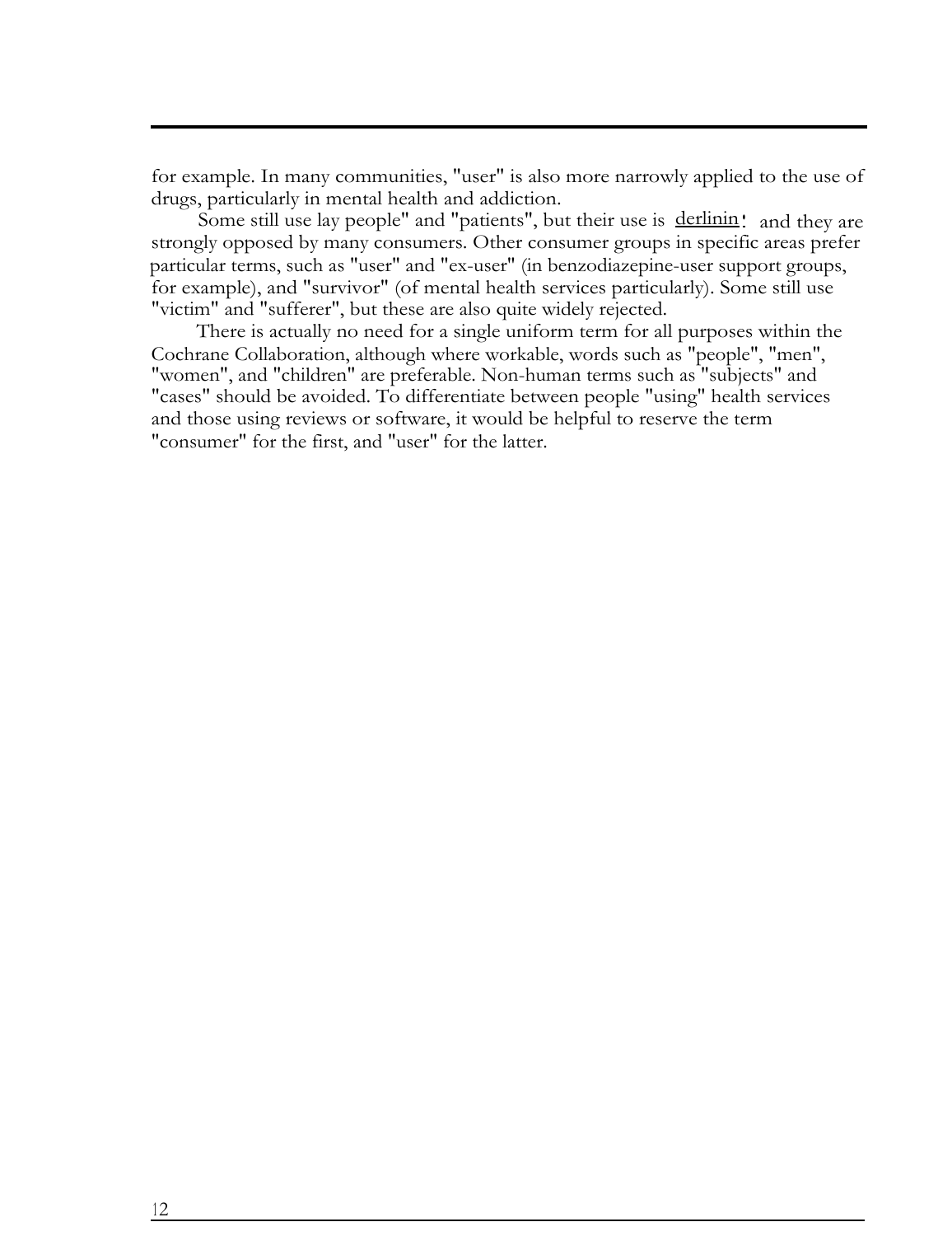for example. In many communities, "user" is also more narrowly applied to the use of drugs, particularly in mental health and addiction.

Some still use lay people" and "patients", but their use is derlinin' and they are strongly opposed by many consumers. Other consumer groups in specific areas prefer particular terms, such as "user" and "ex-user" (in benzodiazepine-user support groups, for example), and "survivor" (of mental health services particularly). Some still use "victim" and "sufferer", but these are also quite widely rejected.

There is actually no need for a single uniform term for all purposes within the Cochrane Collaboration, although where workable, words such as "people", "men", "women", and "children" are preferable. Non-human terms such as "subjects" and "cases" should be avoided. To differentiate between people "using" health services and those using reviews or software, it would be helpful to reserve the term "consumer" for the first, and "user" for the latter.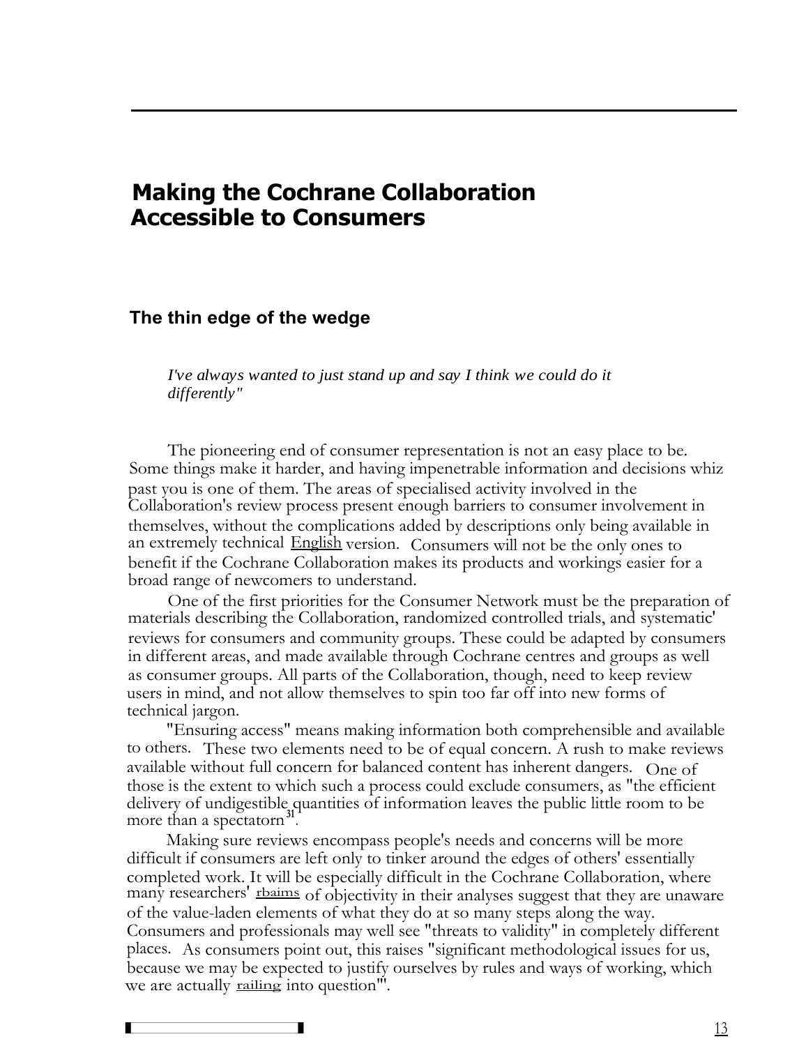# Making the Cochrane Collaboration Accessible to Consumers

## The thin edge of the wedge

*I've always wanted to just stand up and say I think we could do it differently"*

The pioneering end of consumer representation is not an easy place to be. Some things make it harder, and having impenetrable information and decisions whiz past you is one of them. The areas of specialised activity involved in the Collaboration's review process present enough barriers to consumer involvement in themselves, without the complications added by descriptions only being available in an extremely technical English version. Consumers will not be the only ones to benefit if the Cochrane Collaboration makes its products and workings easier for a broad range of newcomers to understand.

One of the first priorities for the Consumer Network must be the preparation of materials describing the Collaboration, randomized controlled trials, and systematic' reviews for consumers and community groups. These could be adapted by consumers in different areas, and made available through Cochrane centres and groups as well as consumer groups. All parts of the Collaboration, though, need to keep review users in mind, and not allow themselves to spin too far off into new forms of technical jargon.

"Ensuring access" means making information both comprehensible and available to others. These two elements need to be of equal concern. A rush to make reviews available without full concern for balanced content has inherent dangers. One of those is the extent to which such a process could exclude consumers, as "the efficient delivery of undigestible quantities of information leaves the public little room to be more than a spectatorn[31].

Making sure reviews encompass people's needs and concerns will be more difficult if consumers are left only to tinker around the edges of others' essentially completed work. It will be especially difficult in the Cochrane Collaboration, where many researchers' rbaims of objectivity in their analyses suggest that they are unaware of the value-laden elements of what they do at so many steps along the way. Consumers and professionals may well see "threats to validity" in completely different places. As consumers point out, this raises "significant methodological issues for us, because we may be expected to justify ourselves by rules and ways of working, which we are actually railing into question'".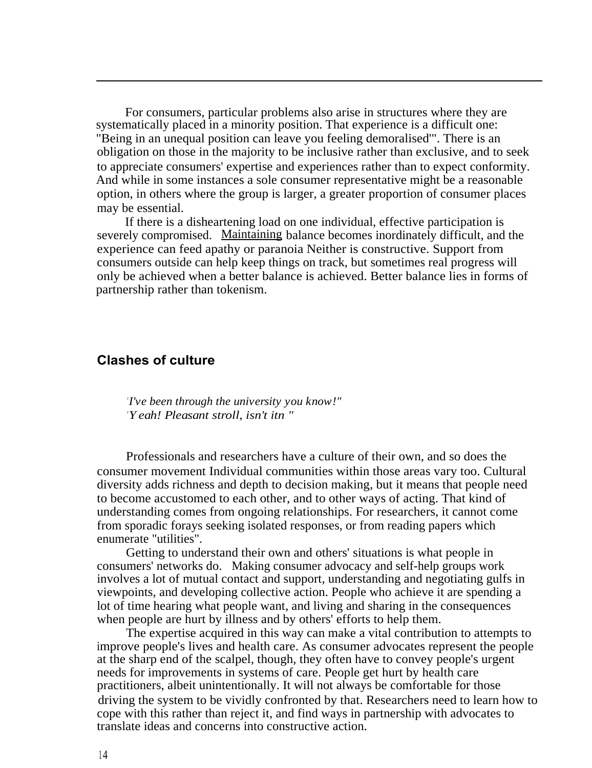For consumers, particular problems also arise in structures where they are systematically placed in a minority position. That experience is a difficult one: "Being in an unequal position can leave you feeling demoralised'". There is an obligation on those in the majority to be inclusive rather than exclusive, and to seek to appreciate consumers' expertise and experiences rather than to expect conformity. And while in some instances a sole consumer representative might be a reasonable option, in others where the group is larger, a greater proportion of consumer places may be essential.

If there is a disheartening load on one individual, effective participation is severely compromised. Maintaining balance becomes inordinately difficult, and the experience can feed apathy or paranoia Neither is constructive. Support from consumers outside can help keep things on track, but sometimes real progress will only be achieved when a better balance is achieved. Better balance lies in forms of partnership rather than tokenism.

## Clashes of culture

*'I've been through the university you know!"*
*'Yeah! Pleasant stroll, isn't itn "*

Professionals and researchers have a culture of their own, and so does the consumer movement Individual communities within those areas vary too. Cultural diversity adds richness and depth to decision making, but it means that people need to become accustomed to each other, and to other ways of acting. That kind of understanding comes from ongoing relationships. For researchers, it cannot come from sporadic forays seeking isolated responses, or from reading papers which enumerate "utilities".

Getting to understand their own and others' situations is what people in consumers' networks do. Making consumer advocacy and self-help groups work involves a lot of mutual contact and support, understanding and negotiating gulfs in viewpoints, and developing collective action. People who achieve it are spending a lot of time hearing what people want, and living and sharing in the consequences when people are hurt by illness and by others' efforts to help them.

The expertise acquired in this way can make a vital contribution to attempts to improve people's lives and health care. As consumer advocates represent the people at the sharp end of the scalpel, though, they often have to convey people's urgent needs for improvements in systems of care. People get hurt by health care practitioners, albeit unintentionally. It will not always be comfortable for those driving the system to be vividly confronted by that. Researchers need to learn how to cope with this rather than reject it, and find ways in partnership with advocates to translate ideas and concerns into constructive action.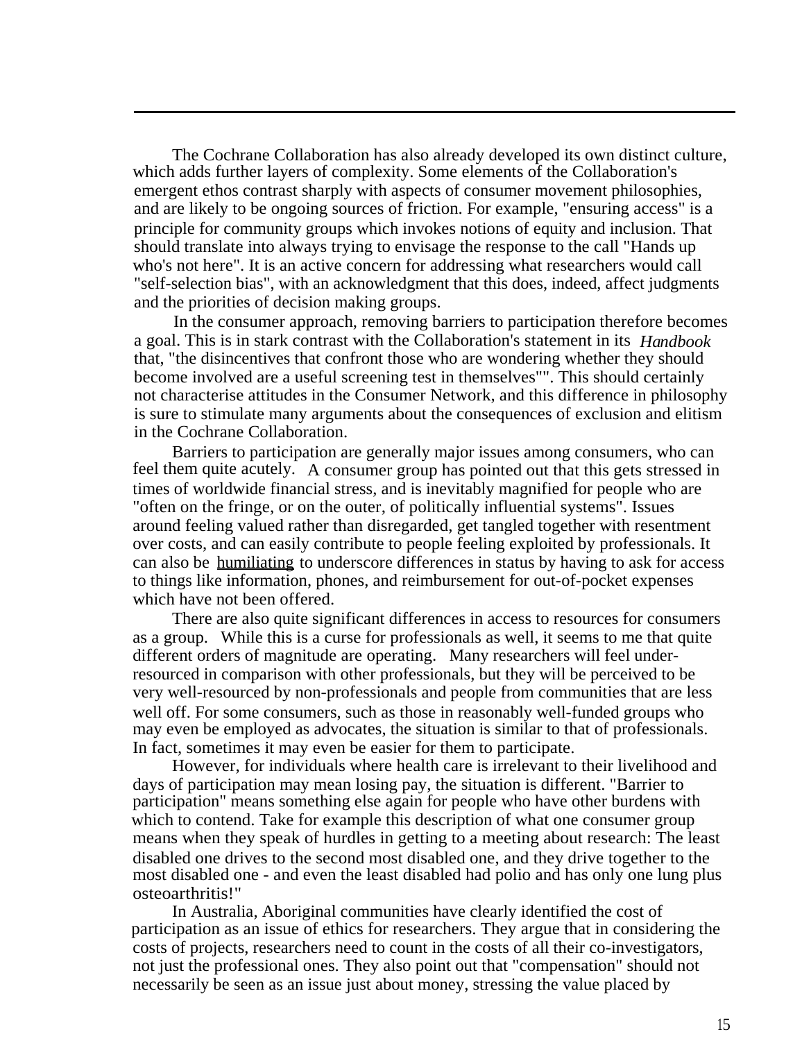The Cochrane Collaboration has also already developed its own distinct culture, which adds further layers of complexity. Some elements of the Collaboration's emergent ethos contrast sharply with aspects of consumer movement philosophies, and are likely to be ongoing sources of friction. For example, "ensuring access" is a principle for community groups which invokes notions of equity and inclusion. That should translate into always trying to envisage the response to the call "Hands up who's not here". It is an active concern for addressing what researchers would call "self-selection bias", with an acknowledgment that this does, indeed, affect judgments and the priorities of decision making groups.

In the consumer approach, removing barriers to participation therefore becomes a goal. This is in stark contrast with the Collaboration's statement in its *Handbook* that, "the disincentives that confront those who are wondering whether they should become involved are a useful screening test in themselves"". This should certainly not characterise attitudes in the Consumer Network, and this difference in philosophy is sure to stimulate many arguments about the consequences of exclusion and elitism in the Cochrane Collaboration.

Barriers to participation are generally major issues among consumers, who can feel them quite acutely. A consumer group has pointed out that this gets stressed in times of worldwide financial stress, and is inevitably magnified for people who are "often on the fringe, or on the outer, of politically influential systems". Issues around feeling valued rather than disregarded, get tangled together with resentment over costs, and can easily contribute to people feeling exploited by professionals. It can also be humiliating to underscore differences in status by having to ask for access to things like information, phones, and reimbursement for out-of-pocket expenses which have not been offered.

There are also quite significant differences in access to resources for consumers as a group. While this is a curse for professionals as well, it seems to me that quite different orders of magnitude are operating. Many researchers will feel under-resourced in comparison with other professionals, but they will be perceived to be very well-resourced by non-professionals and people from communities that are less well off. For some consumers, such as those in reasonably well-funded groups who may even be employed as advocates, the situation is similar to that of professionals. In fact, sometimes it may even be easier for them to participate.

However, for individuals where health care is irrelevant to their livelihood and days of participation may mean losing pay, the situation is different. "Barrier to participation" means something else again for people who have other burdens with which to contend. Take for example this description of what one consumer group means when they speak of hurdles in getting to a meeting about research: The least disabled one drives to the second most disabled one, and they drive together to the most disabled one - and even the least disabled had polio and has only one lung plus osteoarthritis!"

In Australia, Aboriginal communities have clearly identified the cost of participation as an issue of ethics for researchers. They argue that in considering the costs of projects, researchers need to count in the costs of all their co-investigators, not just the professional ones. They also point out that "compensation" should not necessarily be seen as an issue just about money, stressing the value placed by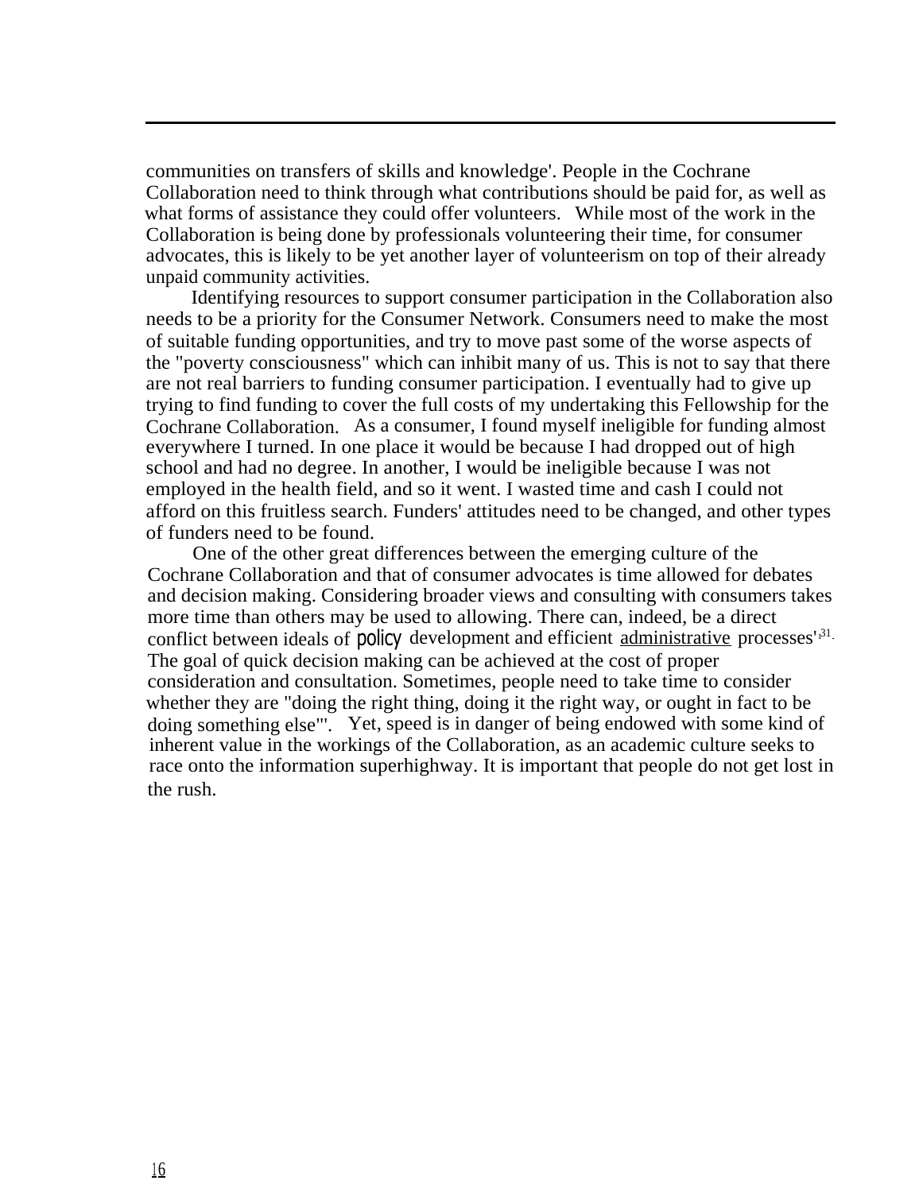communities on transfers of skills and knowledge'. People in the Cochrane Collaboration need to think through what contributions should be paid for, as well as what forms of assistance they could offer volunteers. While most of the work in the Collaboration is being done by professionals volunteering their time, for consumer advocates, this is likely to be yet another layer of volunteerism on top of their already unpaid community activities.

Identifying resources to support consumer participation in the Collaboration also needs to be a priority for the Consumer Network. Consumers need to make the most of suitable funding opportunities, and try to move past some of the worse aspects of the "poverty consciousness" which can inhibit many of us. This is not to say that there are not real barriers to funding consumer participation. I eventually had to give up trying to find funding to cover the full costs of my undertaking this Fellowship for the Cochrane Collaboration. As a consumer, I found myself ineligible for funding almost everywhere I turned. In one place it would be because I had dropped out of high school and had no degree. In another, I would be ineligible because I was not employed in the health field, and so it went. I wasted time and cash I could not afford on this fruitless search. Funders' attitudes need to be changed, and other types of funders need to be found.

One of the other great differences between the emerging culture of the Cochrane Collaboration and that of consumer advocates is time allowed for debates and decision making. Considering broader views and consulting with consumers takes more time than others may be used to allowing. There can, indeed, be a direct conflict between ideals of policy development and efficient administrative processes'[31]. The goal of quick decision making can be achieved at the cost of proper consideration and consultation. Sometimes, people need to take time to consider whether they are "doing the right thing, doing it the right way, or ought in fact to be doing something else"'. Yet, speed is in danger of being endowed with some kind of inherent value in the workings of the Collaboration, as an academic culture seeks to race onto the information superhighway. It is important that people do not get lost in the rush.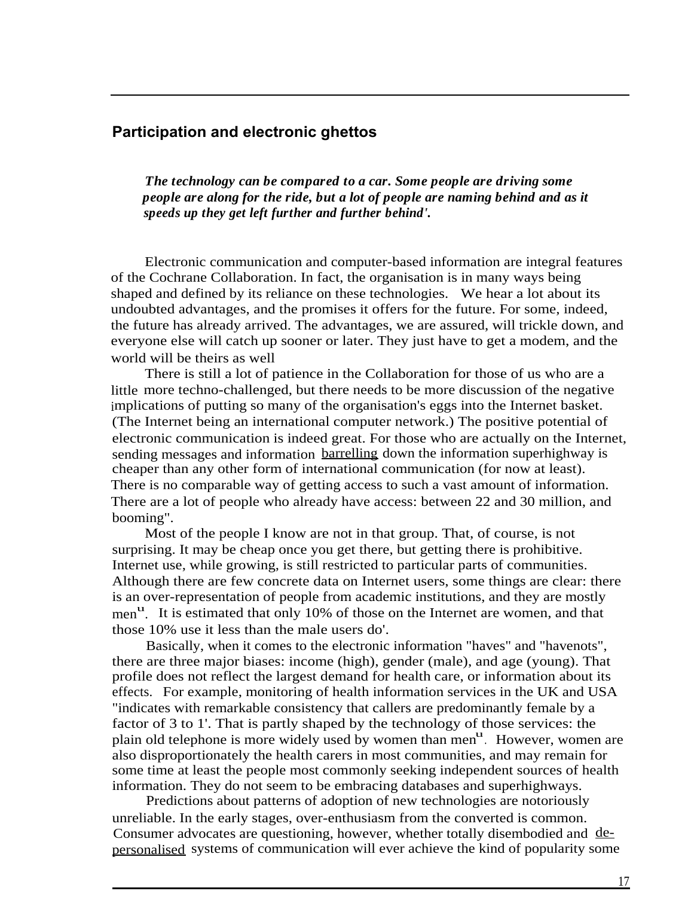## Participation and electronic ghettos

> ***The technology can be compared to a car. Some people are driving some people are along for the ride, but a lot of people are naming behind and as it speeds up they get left further and further behind'.***

Electronic communication and computer-based information are integral features of the Cochrane Collaboration. In fact, the organisation is in many ways being shaped and defined by its reliance on these technologies. We hear a lot about its undoubted advantages, and the promises it offers for the future. For some, indeed, the future has already arrived. The advantages, we are assured, will trickle down, and everyone else will catch up sooner or later. They just have to get a modem, and the world will be theirs as well

There is still a lot of patience in the Collaboration for those of us who are a little more techno-challenged, but there needs to be more discussion of the negative implications of putting so many of the organisation's eggs into the Internet basket. (The Internet being an international computer network.) The positive potential of electronic communication is indeed great. For those who are actually on the Internet, sending messages and information barrelling down the information superhighway is cheaper than any other form of international communication (for now at least). There is no comparable way of getting access to such a vast amount of information. There are a lot of people who already have access: between 22 and 30 million, and booming".

Most of the people I know are not in that group. That, of course, is not surprising. It may be cheap once you get there, but getting there is prohibitive. Internet use, while growing, is still restricted to particular parts of communities. Although there are few concrete data on Internet users, some things are clear: there is an over-representation of people from academic institutions, and they are mostly men[u]. It is estimated that only 10% of those on the Internet are women, and that those 10% use it less than the male users do'.

Basically, when it comes to the electronic information "haves" and "havenots", there are three major biases: income (high), gender (male), and age (young). That profile does not reflect the largest demand for health care, or information about its effects. For example, monitoring of health information services in the UK and USA "indicates with remarkable consistency that callers are predominantly female by a factor of 3 to 1'. That is partly shaped by the technology of those services: the plain old telephone is more widely used by women than men[u]. However, women are also disproportionately the health carers in most communities, and may remain for some time at least the people most commonly seeking independent sources of health information. They do not seem to be embracing databases and superhighways.

Predictions about patterns of adoption of new technologies are notoriously unreliable. In the early stages, over-enthusiasm from the converted is common. Consumer advocates are questioning, however, whether totally disembodied and de-personalised systems of communication will ever achieve the kind of popularity some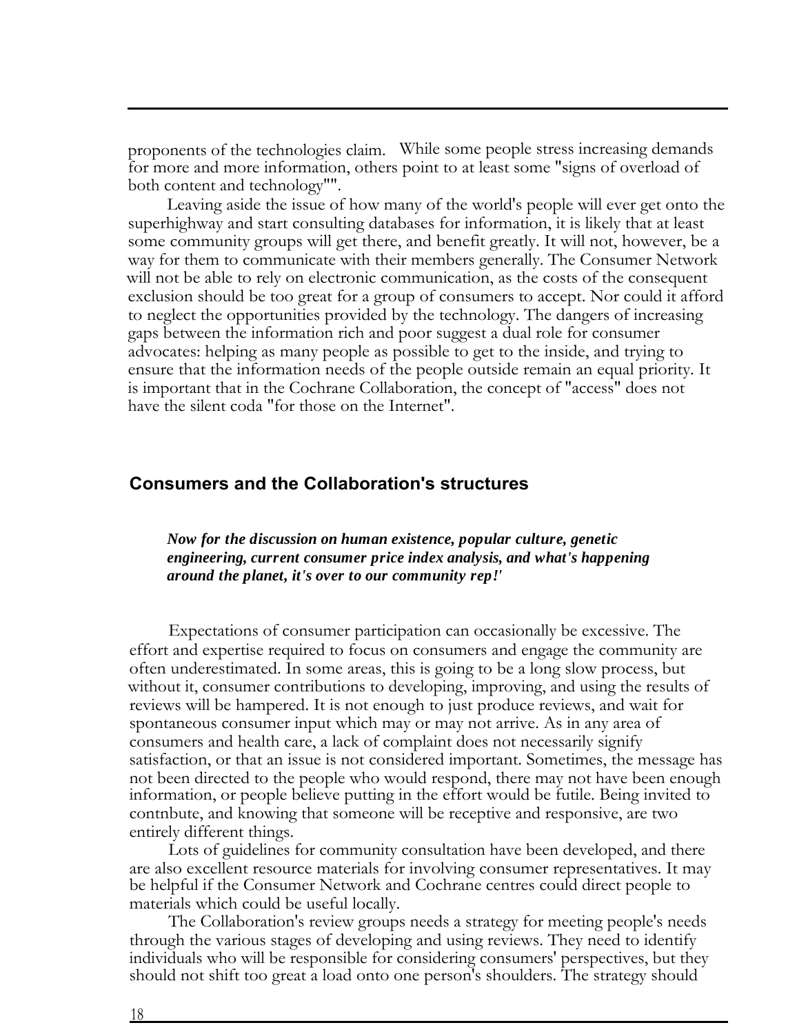proponents of the technologies claim. While some people stress increasing demands for more and more information, others point to at least some "signs of overload of both content and technology"".

Leaving aside the issue of how many of the world's people will ever get onto the superhighway and start consulting databases for information, it is likely that at least some community groups will get there, and benefit greatly. It will not, however, be a way for them to communicate with their members generally. The Consumer Network will not be able to rely on electronic communication, as the costs of the consequent exclusion should be too great for a group of consumers to accept. Nor could it afford to neglect the opportunities provided by the technology. The dangers of increasing gaps between the information rich and poor suggest a dual role for consumer advocates: helping as many people as possible to get to the inside, and trying to ensure that the information needs of the people outside remain an equal priority. It is important that in the Cochrane Collaboration, the concept of "access" does not have the silent coda "for those on the Internet".

## Consumers and the Collaboration's structures

***Now for the discussion on human existence, popular culture, genetic engineering, current consumer price index analysis, and what's happening around the planet, it's over to our community rep!'***

Expectations of consumer participation can occasionally be excessive. The effort and expertise required to focus on consumers and engage the community are often underestimated. In some areas, this is going to be a long slow process, but without it, consumer contributions to developing, improving, and using the results of reviews will be hampered. It is not enough to just produce reviews, and wait for spontaneous consumer input which may or may not arrive. As in any area of consumers and health care, a lack of complaint does not necessarily signify satisfaction, or that an issue is not considered important. Sometimes, the message has not been directed to the people who would respond, there may not have been enough information, or people believe putting in the effort would be futile. Being invited to contnbute, and knowing that someone will be receptive and responsive, are two entirely different things.

Lots of guidelines for community consultation have been developed, and there are also excellent resource materials for involving consumer representatives. It may be helpful if the Consumer Network and Cochrane centres could direct people to materials which could be useful locally.

The Collaboration's review groups needs a strategy for meeting people's needs through the various stages of developing and using reviews. They need to identify individuals who will be responsible for considering consumers' perspectives, but they should not shift too great a load onto one person's shoulders. The strategy should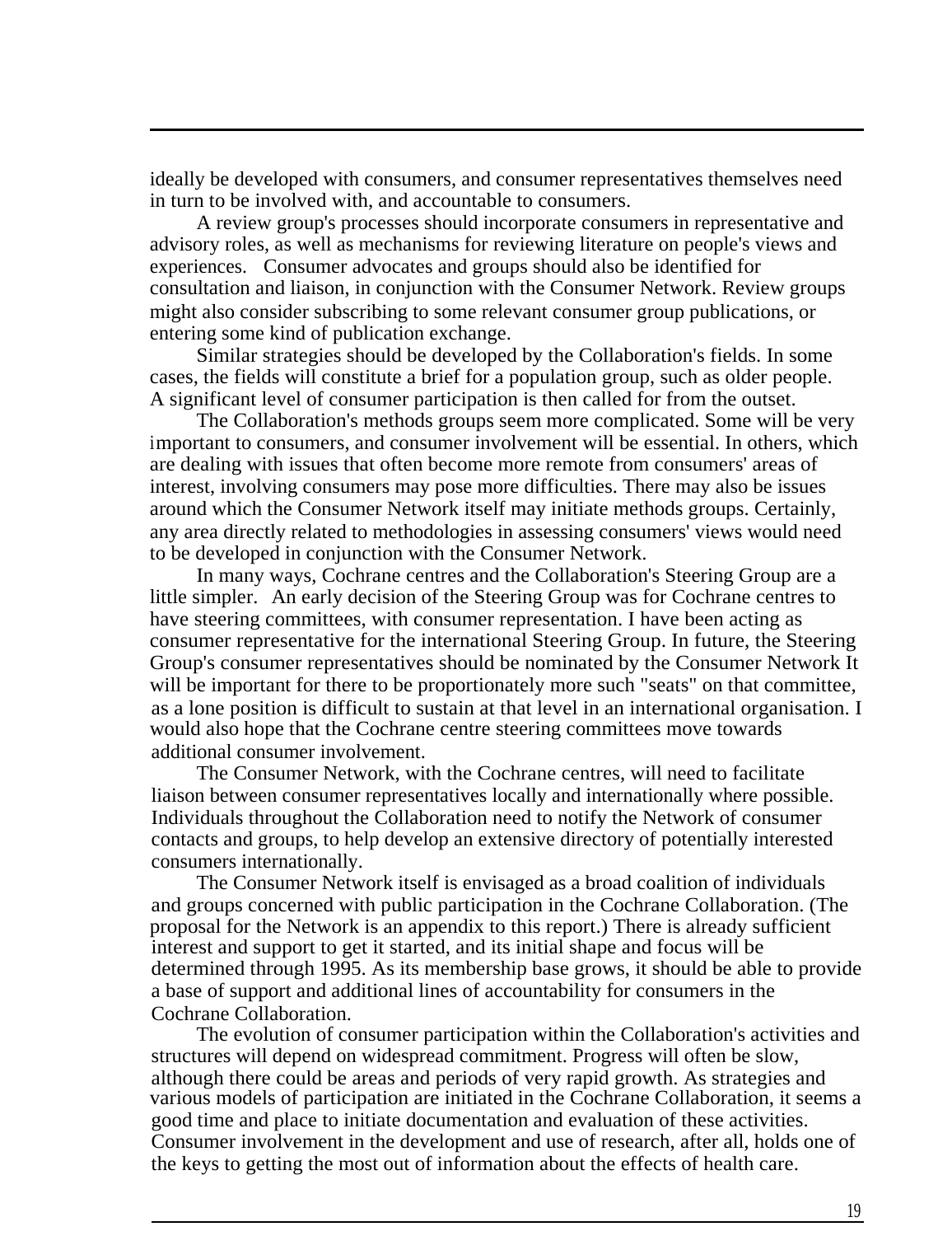ideally be developed with consumers, and consumer representatives themselves need in turn to be involved with, and accountable to consumers.

A review group's processes should incorporate consumers in representative and advisory roles, as well as mechanisms for reviewing literature on people's views and experiences. Consumer advocates and groups should also be identified for consultation and liaison, in conjunction with the Consumer Network. Review groups might also consider subscribing to some relevant consumer group publications, or entering some kind of publication exchange.

Similar strategies should be developed by the Collaboration's fields. In some cases, the fields will constitute a brief for a population group, such as older people. A significant level of consumer participation is then called for from the outset.

The Collaboration's methods groups seem more complicated. Some will be very important to consumers, and consumer involvement will be essential. In others, which are dealing with issues that often become more remote from consumers' areas of interest, involving consumers may pose more difficulties. There may also be issues around which the Consumer Network itself may initiate methods groups. Certainly, any area directly related to methodologies in assessing consumers' views would need to be developed in conjunction with the Consumer Network.

In many ways, Cochrane centres and the Collaboration's Steering Group are a little simpler. An early decision of the Steering Group was for Cochrane centres to have steering committees, with consumer representation. I have been acting as consumer representative for the international Steering Group. In future, the Steering Group's consumer representatives should be nominated by the Consumer Network It will be important for there to be proportionately more such "seats" on that committee, as a lone position is difficult to sustain at that level in an international organisation. I would also hope that the Cochrane centre steering committees move towards additional consumer involvement.

The Consumer Network, with the Cochrane centres, will need to facilitate liaison between consumer representatives locally and internationally where possible. Individuals throughout the Collaboration need to notify the Network of consumer contacts and groups, to help develop an extensive directory of potentially interested consumers internationally.

The Consumer Network itself is envisaged as a broad coalition of individuals and groups concerned with public participation in the Cochrane Collaboration. (The proposal for the Network is an appendix to this report.) There is already sufficient interest and support to get it started, and its initial shape and focus will be determined through 1995. As its membership base grows, it should be able to provide a base of support and additional lines of accountability for consumers in the Cochrane Collaboration.

The evolution of consumer participation within the Collaboration's activities and structures will depend on widespread commitment. Progress will often be slow, although there could be areas and periods of very rapid growth. As strategies and various models of participation are initiated in the Cochrane Collaboration, it seems a good time and place to initiate documentation and evaluation of these activities. Consumer involvement in the development and use of research, after all, holds one of the keys to getting the most out of information about the effects of health care.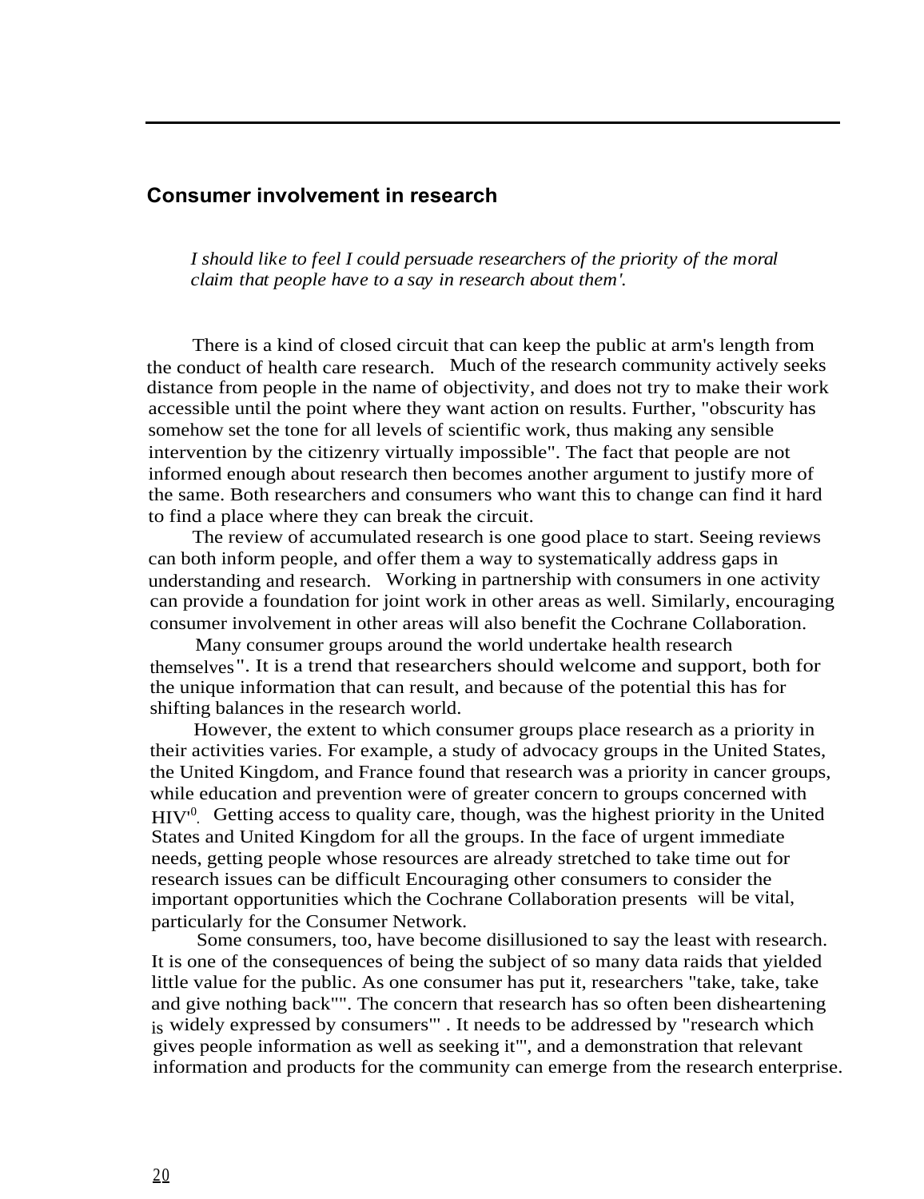## Consumer involvement in research

*I should like to feel I could persuade researchers of the priority of the moral claim that people have to a say in research about them'.*

There is a kind of closed circuit that can keep the public at arm's length from the conduct of health care research. Much of the research community actively seeks distance from people in the name of objectivity, and does not try to make their work accessible until the point where they want action on results. Further, "obscurity has somehow set the tone for all levels of scientific work, thus making any sensible intervention by the citizenry virtually impossible". The fact that people are not informed enough about research then becomes another argument to justify more of the same. Both researchers and consumers who want this to change can find it hard to find a place where they can break the circuit.

The review of accumulated research is one good place to start. Seeing reviews can both inform people, and offer them a way to systematically address gaps in understanding and research. Working in partnership with consumers in one activity can provide a foundation for joint work in other areas as well. Similarly, encouraging consumer involvement in other areas will also benefit the Cochrane Collaboration.

Many consumer groups around the world undertake health research themselves". It is a trend that researchers should welcome and support, both for the unique information that can result, and because of the potential this has for shifting balances in the research world.

However, the extent to which consumer groups place research as a priority in their activities varies. For example, a study of advocacy groups in the United States, the United Kingdom, and France found that research was a priority in cancer groups, while education and prevention were of greater concern to groups concerned with HIV'[0]. Getting access to quality care, though, was the highest priority in the United States and United Kingdom for all the groups. In the face of urgent immediate needs, getting people whose resources are already stretched to take time out for research issues can be difficult Encouraging other consumers to consider the important opportunities which the Cochrane Collaboration presents will be vital, particularly for the Consumer Network.

Some consumers, too, have become disillusioned to say the least with research. It is one of the consequences of being the subject of so many data raids that yielded little value for the public. As one consumer has put it, researchers "take, take, take and give nothing back"". The concern that research has so often been disheartening is widely expressed by consumers"' . It needs to be addressed by "research which gives people information as well as seeking it"', and a demonstration that relevant information and products for the community can emerge from the research enterprise.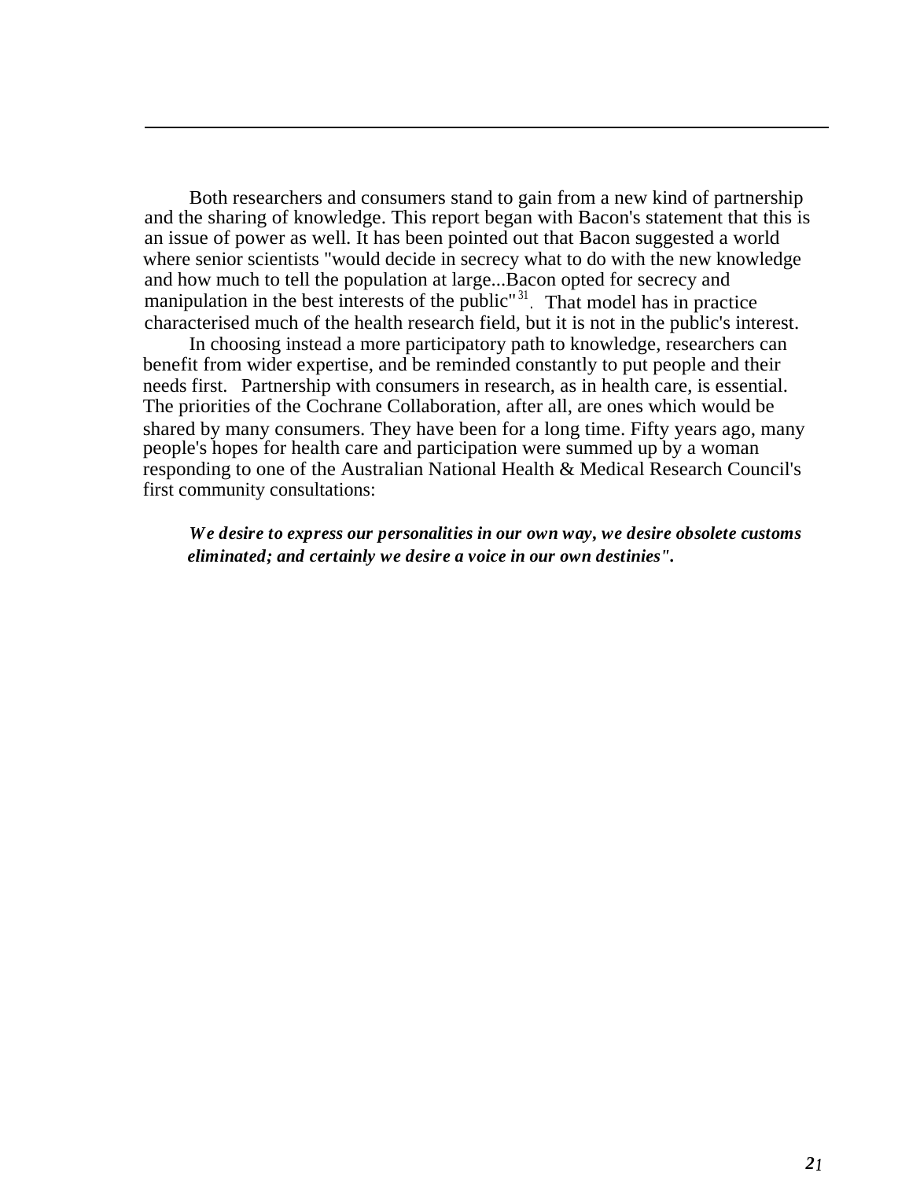Both researchers and consumers stand to gain from a new kind of partnership and the sharing of knowledge. This report began with Bacon's statement that this is an issue of power as well. It has been pointed out that Bacon suggested a world where senior scientists "would decide in secrecy what to do with the new knowledge and how much to tell the population at large...Bacon opted for secrecy and manipulation in the best interests of the public"[31]. That model has in practice characterised much of the health research field, but it is not in the public's interest.

In choosing instead a more participatory path to knowledge, researchers can benefit from wider expertise, and be reminded constantly to put people and their needs first. Partnership with consumers in research, as in health care, is essential. The priorities of the Cochrane Collaboration, after all, are ones which would be shared by many consumers. They have been for a long time. Fifty years ago, many people's hopes for health care and participation were summed up by a woman responding to one of the Australian National Health & Medical Research Council's first community consultations:

> ***We desire to express our personalities in our own way, we desire obsolete customs eliminated; and certainly we desire a voice in our own destinies".***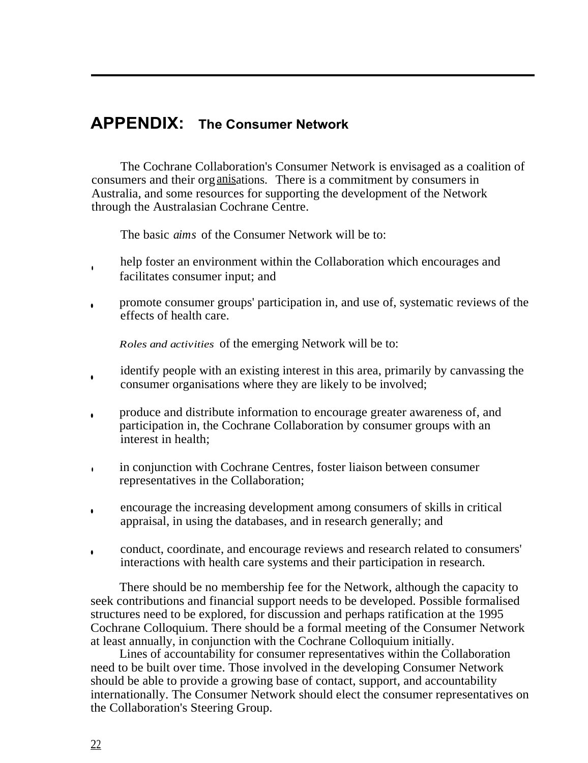# APPENDIX: The Consumer Network

The Cochrane Collaboration's Consumer Network is envisaged as a coalition of consumers and their organisations. There is a commitment by consumers in Australia, and some resources for supporting the development of the Network through the Australasian Cochrane Centre.

The basic *aims* of the Consumer Network will be to:

- help foster an environment within the Collaboration which encourages and facilitates consumer input; and
- promote consumer groups' participation in, and use of, systematic reviews of the effects of health care.

*Roles and activities* of the emerging Network will be to:

- identify people with an existing interest in this area, primarily by canvassing the consumer organisations where they are likely to be involved;
- produce and distribute information to encourage greater awareness of, and participation in, the Cochrane Collaboration by consumer groups with an interest in health;
- in conjunction with Cochrane Centres, foster liaison between consumer representatives in the Collaboration;
- encourage the increasing development among consumers of skills in critical appraisal, in using the databases, and in research generally; and
- conduct, coordinate, and encourage reviews and research related to consumers' interactions with health care systems and their participation in research.

There should be no membership fee for the Network, although the capacity to seek contributions and financial support needs to be developed. Possible formalised structures need to be explored, for discussion and perhaps ratification at the 1995 Cochrane Colloquium. There should be a formal meeting of the Consumer Network at least annually, in conjunction with the Cochrane Colloquium initially.

Lines of accountability for consumer representatives within the Collaboration need to be built over time. Those involved in the developing Consumer Network should be able to provide a growing base of contact, support, and accountability internationally. The Consumer Network should elect the consumer representatives on the Collaboration's Steering Group.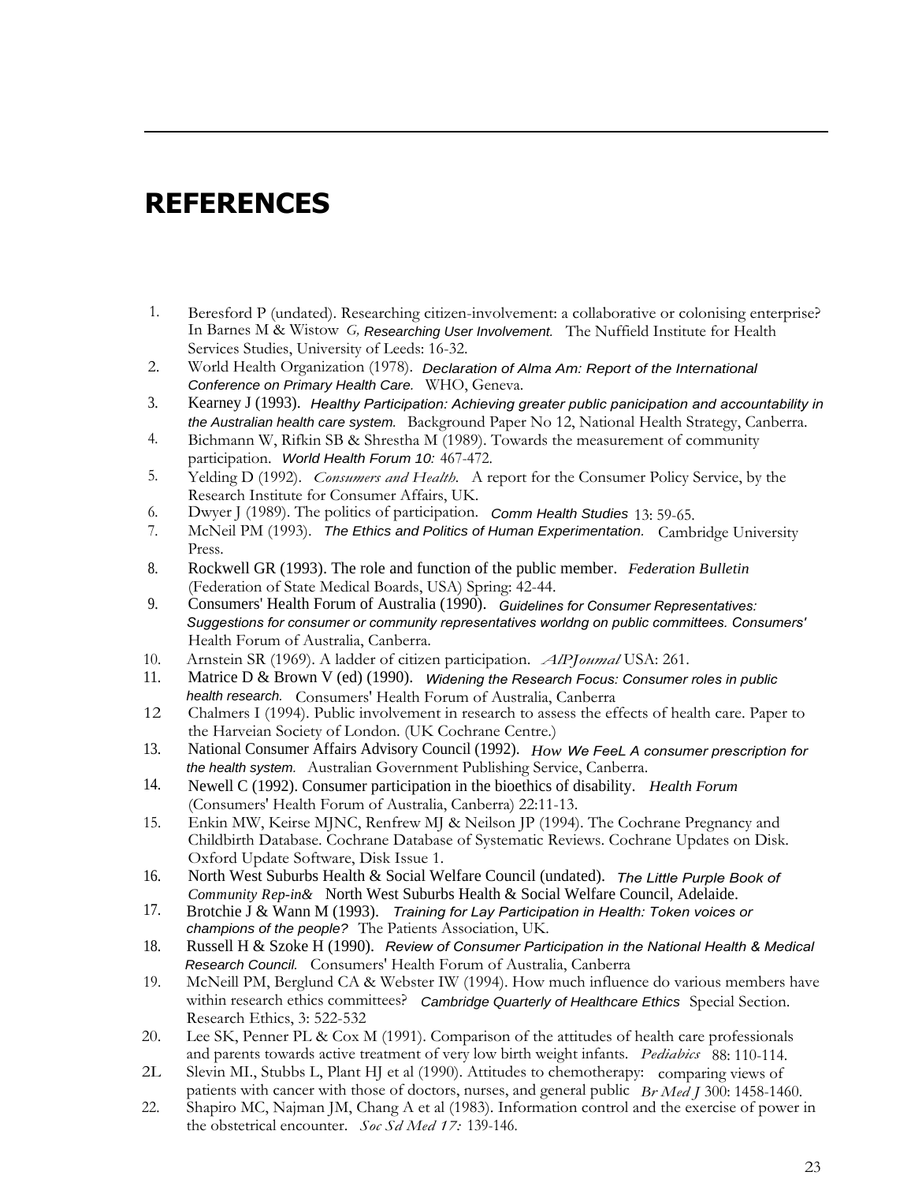# REFERENCES

1. Beresford P (undated). Researching citizen-involvement: a collaborative or colonising enterprise? In Barnes M & Wistow *G, Researching User Involvement.* The Nuffield Institute for Health Services Studies, University of Leeds: 16-32.
2. World Health Organization (1978). *Declaration of Alma Am: Report of the International Conference on Primary Health Care.* WHO, Geneva.
3. Kearney J (1993). *Healthy Participation: Achieving greater public panicipation and accountability in the Australian health care system.* Background Paper No 12, National Health Strategy, Canberra.
4. Bichmann W, Rifkin SB & Shrestha M (1989). Towards the measurement of community participation. *World Health Forum 10:* 467-472.
5. Yelding D (1992). *Consumers and Health.* A report for the Consumer Policy Service, by the Research Institute for Consumer Affairs, UK.
6. Dwyer J (1989). The politics of participation. *Comm Health Studies* 13: 59-65.
7. McNeil PM (1993). *The Ethics and Politics of Human Experimentation.* Cambridge University Press.
8. Rockwell GR (1993). The role and function of the public member. *Federation Bulletin* (Federation of State Medical Boards, USA) Spring: 42-44.
9. Consumers' Health Forum of Australia (1990). *Guidelines for Consumer Representatives: Suggestions for consumer or community representatives worldng on public committees. Consumers'* Health Forum of Australia, Canberra.
10. Arnstein SR (1969). A ladder of citizen participation. *AIPJoumal* USA: 261.
11. Matrice D & Brown V (ed) (1990). *Widening the Research Focus: Consumer roles in public health research.* Consumers' Health Forum of Australia, Canberra
12. Chalmers I (1994). Public involvement in research to assess the effects of health care. Paper to the Harveian Society of London. (UK Cochrane Centre.)
13. National Consumer Affairs Advisory Council (1992). *How We FeeL A consumer prescription for the health system.* Australian Government Publishing Service, Canberra.
14. Newell C (1992). Consumer participation in the bioethics of disability. *Health Forum* (Consumers' Health Forum of Australia, Canberra) 22:11-13.
15. Enkin MW, Keirse MJNC, Renfrew MJ & Neilson JP (1994). The Cochrane Pregnancy and Childbirth Database. Cochrane Database of Systematic Reviews. Cochrane Updates on Disk. Oxford Update Software, Disk Issue 1.
16. North West Suburbs Health & Social Welfare Council (undated). *The Little Purple Book of Community Rep-in&* North West Suburbs Health & Social Welfare Council, Adelaide.
17. Brotchie J & Wann M (1993). *Training for Lay Participation in Health: Token voices or champions of the people?* The Patients Association, UK.
18. Russell H & Szoke H (1990). *Review of Consumer Participation in the National Health & Medical Research Council.* Consumers' Health Forum of Australia, Canberra
19. McNeill PM, Berglund CA & Webster IW (1994). How much influence do various members have within research ethics committees? *Cambridge Quarterly of Healthcare Ethics* Special Section. Research Ethics, 3: 522-532
20. Lee SK, Penner PL & Cox M (1991). Comparison of the attitudes of health care professionals and parents towards active treatment of very low birth weight infants. *Pediabics* 88: 110-114.
21. Slevin MI., Stubbs L, Plant HJ et al (1990). Attitudes to chemotherapy: comparing views of patients with cancer with those of doctors, nurses, and general public *Br Med J* 300: 1458-1460.
22. Shapiro MC, Najman JM, Chang A et al (1983). Information control and the exercise of power in the obstetrical encounter. *Soc Sd Med 17:* 139-146.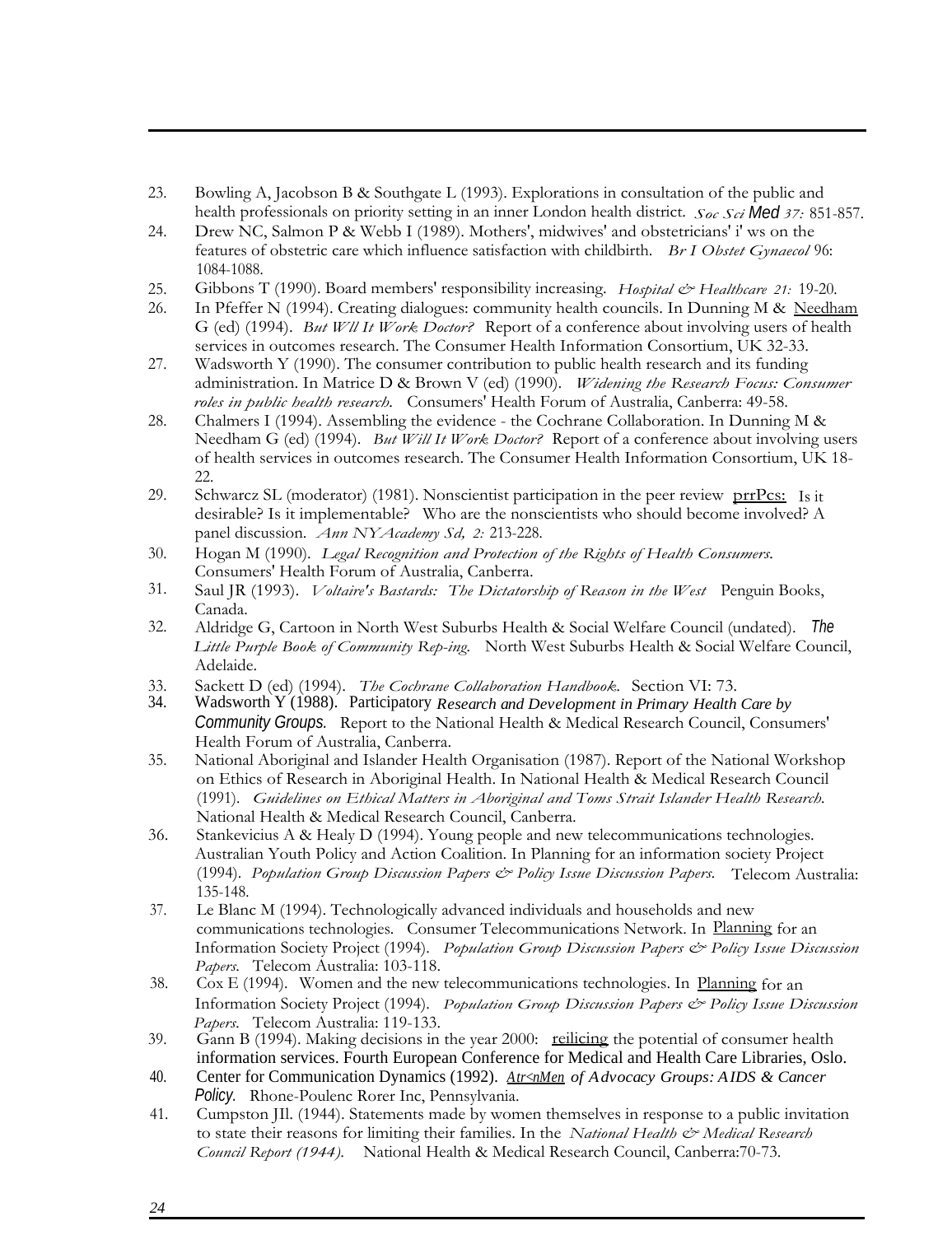23. Bowling A, Jacobson B & Southgate L (1993). Explorations in consultation of the public and health professionals on priority setting in an inner London health district. *Soc Sci Med 37:* 851-857.
24. Drew NC, Salmon P & Webb I (1989). Mothers', midwives' and obstetricians' i' ws on the features of obstetric care which influence satisfaction with childbirth. *Br I Obstet Gynaecol* 96: 1084-1088.
25. Gibbons T (1990). Board members' responsibility increasing. *Hospital & Healthcare 21:* 19-20.
26. In Pfeffer N (1994). Creating dialogues: community health councils. In Dunning M & Needham G (ed) (1994). *But W'll It Work Doctor?* Report of a conference about involving users of health services in outcomes research. The Consumer Health Information Consortium, UK 32-33.
27. Wadsworth Y (1990). The consumer contribution to public health research and its funding administration. In Matrice D & Brown V (ed) (1990). *Widening the Research Focus: Consumer roles in public health research.* Consumers' Health Forum of Australia, Canberra: 49-58.
28. Chalmers I (1994). Assembling the evidence - the Cochrane Collaboration. In Dunning M & Needham G (ed) (1994). *But Will It Work Doctor?* Report of a conference about involving users of health services in outcomes research. The Consumer Health Information Consortium, UK 18-22.
29. Schwarcz SL (moderator) (1981). Nonscientist participation in the peer review prrPcs: Is it desirable? Is it implementable? Who are the nonscientists who should become involved? A panel discussion. *Ann NYAcademy Sd, 2:* 213-228.
30. Hogan M (1990). *Legal Recognition and Protection of the Rights of Health Consumers.* Consumers' Health Forum of Australia, Canberra.
31. Saul JR (1993). *Voltaire's Bastards: The Dictatorship of Reason in the West* Penguin Books, Canada.
32. Aldridge G, Cartoon in North West Suburbs Health & Social Welfare Council (undated). *The Little Purple Book of Community Rep-ing.* North West Suburbs Health & Social Welfare Council, Adelaide.
33. Sackett D (ed) (1994). *The Cochrane Collaboration Handbook.* Section VI: 73.
34. Wadsworth Y (1988). Participatory *Research and Development in Primary Health Care by Community Groups.* Report to the National Health & Medical Research Council, Consumers' Health Forum of Australia, Canberra.
35. National Aboriginal and Islander Health Organisation (1987). Report of the National Workshop on Ethics of Research in Aboriginal Health. In National Health & Medical Research Council (1991). *Guidelines on Ethical Matters in Aboriginal and Toms Strait Islander Health Research.* National Health & Medical Research Council, Canberra.
36. Stankevicius A & Healy D (1994). Young people and new telecommunications technologies. Australian Youth Policy and Action Coalition. In Planning for an information society Project (1994). *Population Group Discussion Papers & Policy Issue Discussion Papers.* Telecom Australia: 135-148.
37. Le Blanc M (1994). Technologically advanced individuals and households and new communications technologies. Consumer Telecommunications Network. In Planning for an Information Society Project (1994). *Population Group Discussion Papers & Policy Issue Discussion Papers.* Telecom Australia: 103-118.
38. Cox E (1994). Women and the new telecommunications technologies. In Planning for an Information Society Project (1994). *Population Group Discussion Papers & Policy Issue Discussion Papers.* Telecom Australia: 119-133.
39. Gann B (1994). Making decisions in the year 2000: reilicing the potential of consumer health information services. Fourth European Conference for Medical and Health Care Libraries, Oslo.
40. Center for Communication Dynamics (1992). *Atr<nMen of Advocacy Groups: AIDS & Cancer Policy.* Rhone-Poulenc Rorer Inc, Pennsylvania.
41. Cumpston JIl. (1944). Statements made by women themselves in response to a public invitation to state their reasons for limiting their families. In the *National Health & Medical Research Council Report (1944).* National Health & Medical Research Council, Canberra:70-73.